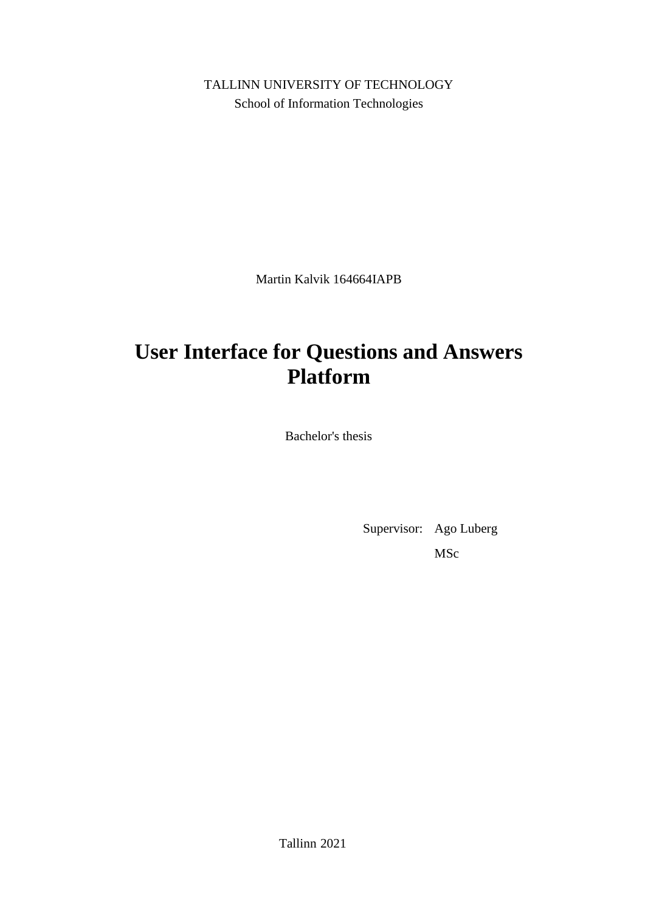TALLINN UNIVERSITY OF TECHNOLOGY

School of Information Technologies

Martin Kalvik 164664IAPB

# User Interface for Questions and Answers Platform

Bachelor's thesis

Supervisor: Ago Luberg

MSc

Tallinn 2021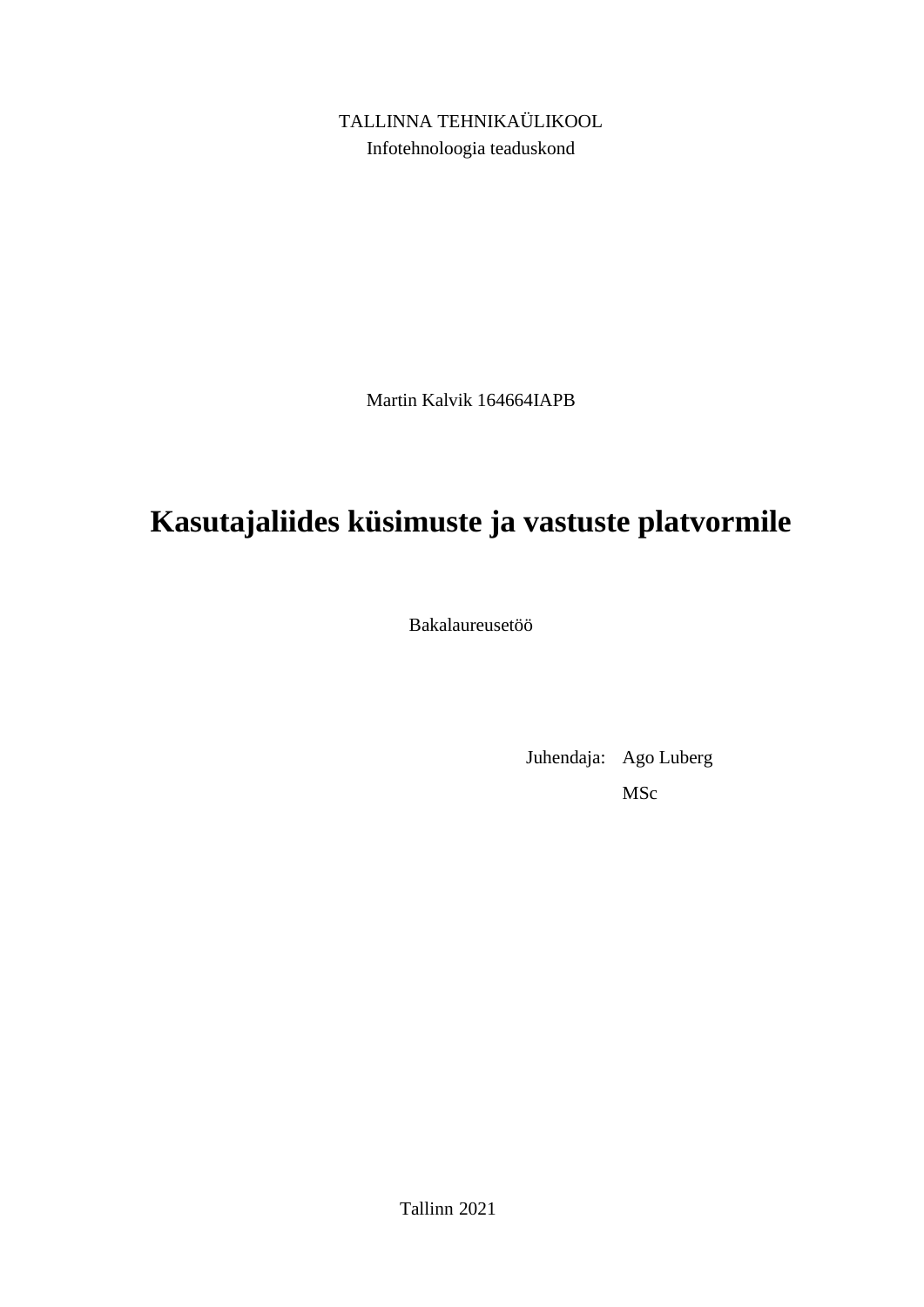TALLINNA TEHNIKAÜLIKOOL

Infotehnoloogia teaduskond

Martin Kalvik 164664IAPB

# Kasutajaliides küsimuste ja vastuste platvormile

Bakalaureusetöö

Juhendaja: Ago Luberg

MSc

Tallinn 2021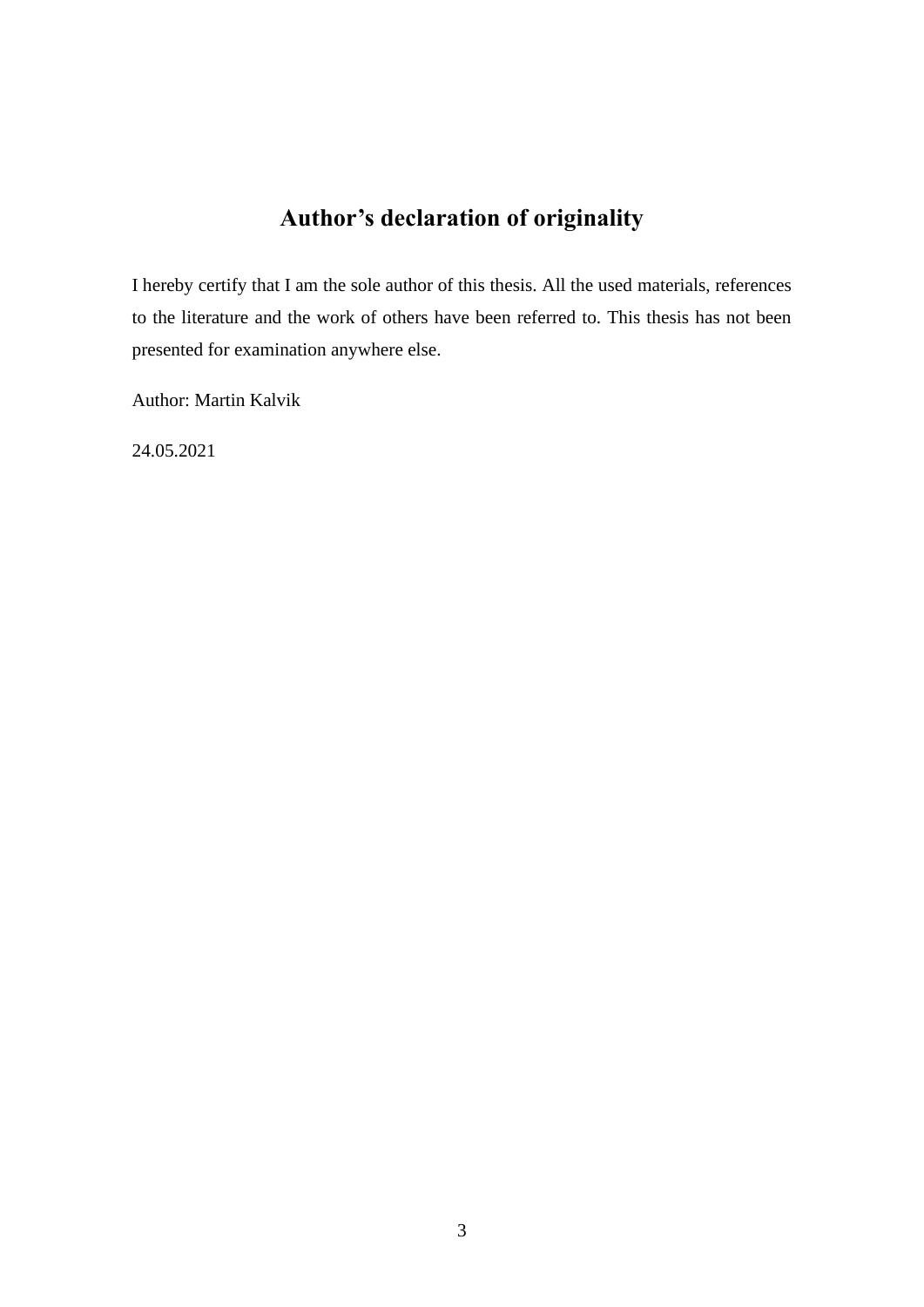# Author's declaration of originality

I hereby certify that I am the sole author of this thesis. All the used materials, references to the literature and the work of others have been referred to. This thesis has not been presented for examination anywhere else.

Author: Martin Kalvik

24.05.2021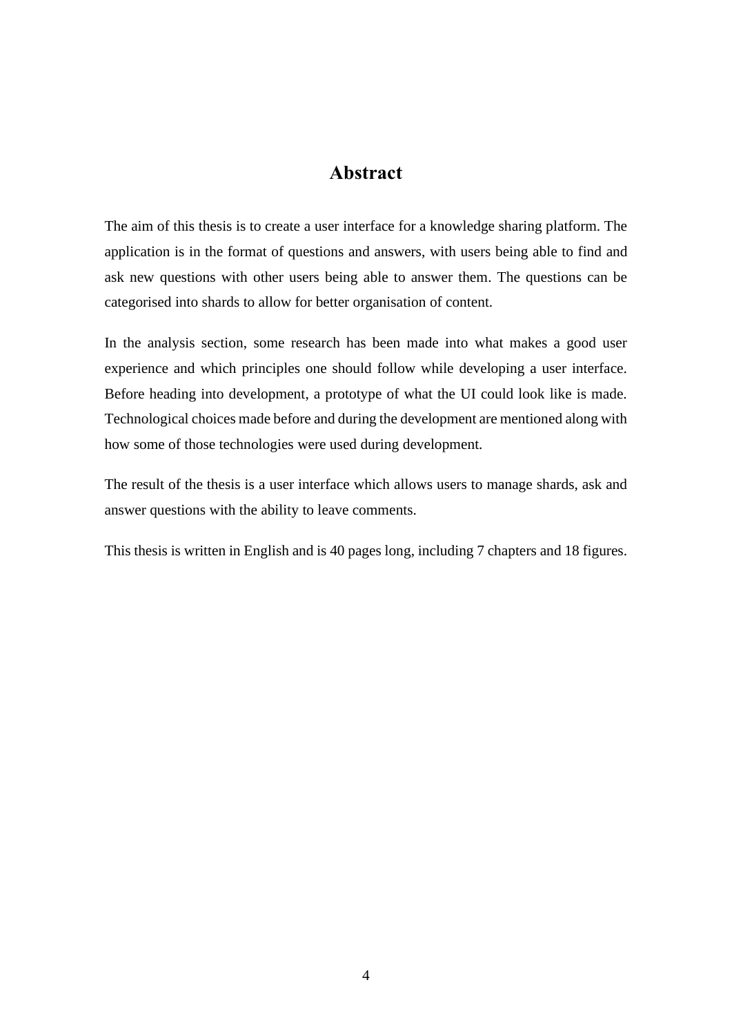# Abstract

The aim of this thesis is to create a user interface for a knowledge sharing platform. The application is in the format of questions and answers, with users being able to find and ask new questions with other users being able to answer them. The questions can be categorised into shards to allow for better organisation of content.

In the analysis section, some research has been made into what makes a good user experience and which principles one should follow while developing a user interface. Before heading into development, a prototype of what the UI could look like is made. Technological choices made before and during the development are mentioned along with how some of those technologies were used during development.

The result of the thesis is a user interface which allows users to manage shards, ask and answer questions with the ability to leave comments.

This thesis is written in English and is 40 pages long, including 7 chapters and 18 figures.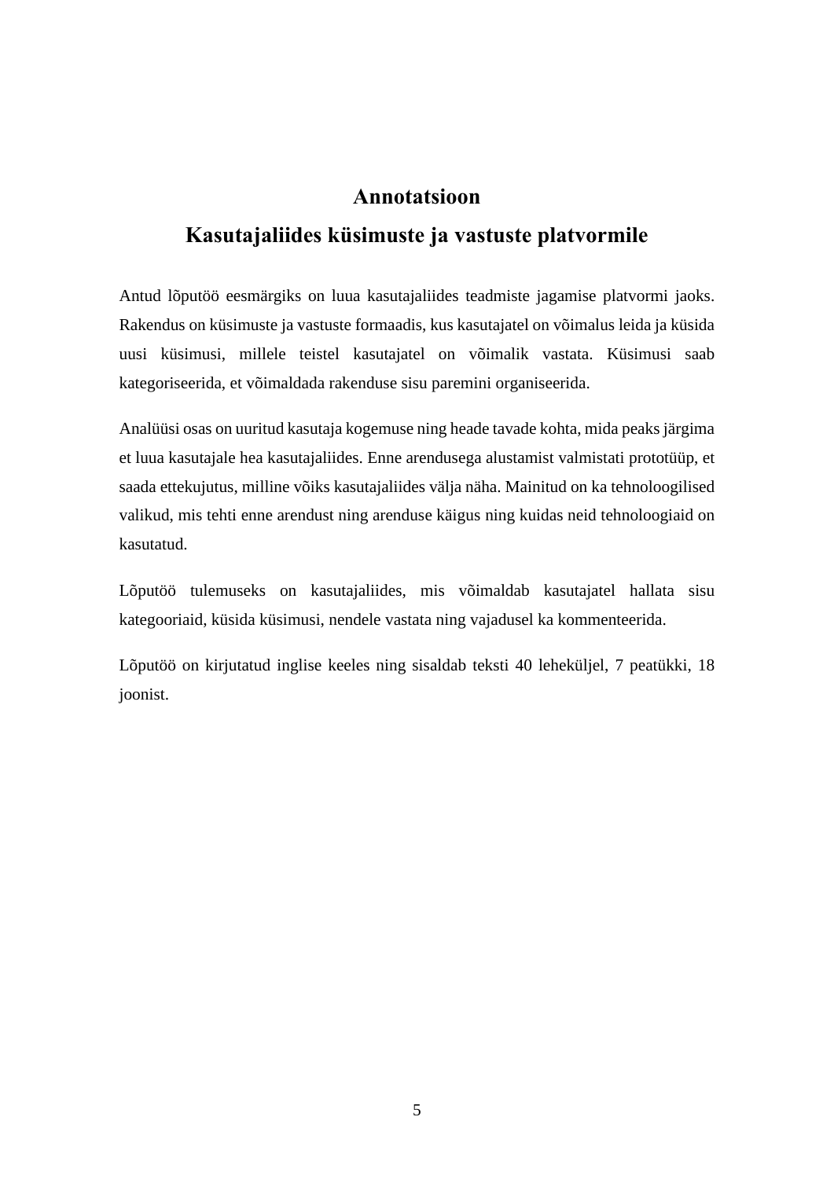# Annotatsioon

## Kasutajaliides küsimuste ja vastuste platvormile

Antud lõputöö eesmärgiks on luua kasutajaliides teadmiste jagamise platvormi jaoks. Rakendus on küsimuste ja vastuste formaadis, kus kasutajatel on võimalus leida ja küsida uusi küsimusi, millele teistel kasutajatel on võimalik vastata. Küsimusi saab kategoriseerida, et võimaldada rakenduse sisu paremini organiseerida.

Analüüsi osas on uuritud kasutaja kogemuse ning heade tavade kohta, mida peaks järgima et luua kasutajale hea kasutajaliides. Enne arendusega alustamist valmistati prototüüp, et saada ettekujutus, milline võiks kasutajaliides välja näha. Mainitud on ka tehnoloogilised valikud, mis tehti enne arendust ning arenduse käigus ning kuidas neid tehnoloogiaid on kasutatud.

Lõputöö tulemuseks on kasutajaliides, mis võimaldab kasutajatel hallata sisu kategooriaid, küsida küsimusi, nendele vastata ning vajadusel ka kommenteerida.

Lõputöö on kirjutatud inglise keeles ning sisaldab teksti 40 leheküljel, 7 peatükki, 18 joonist.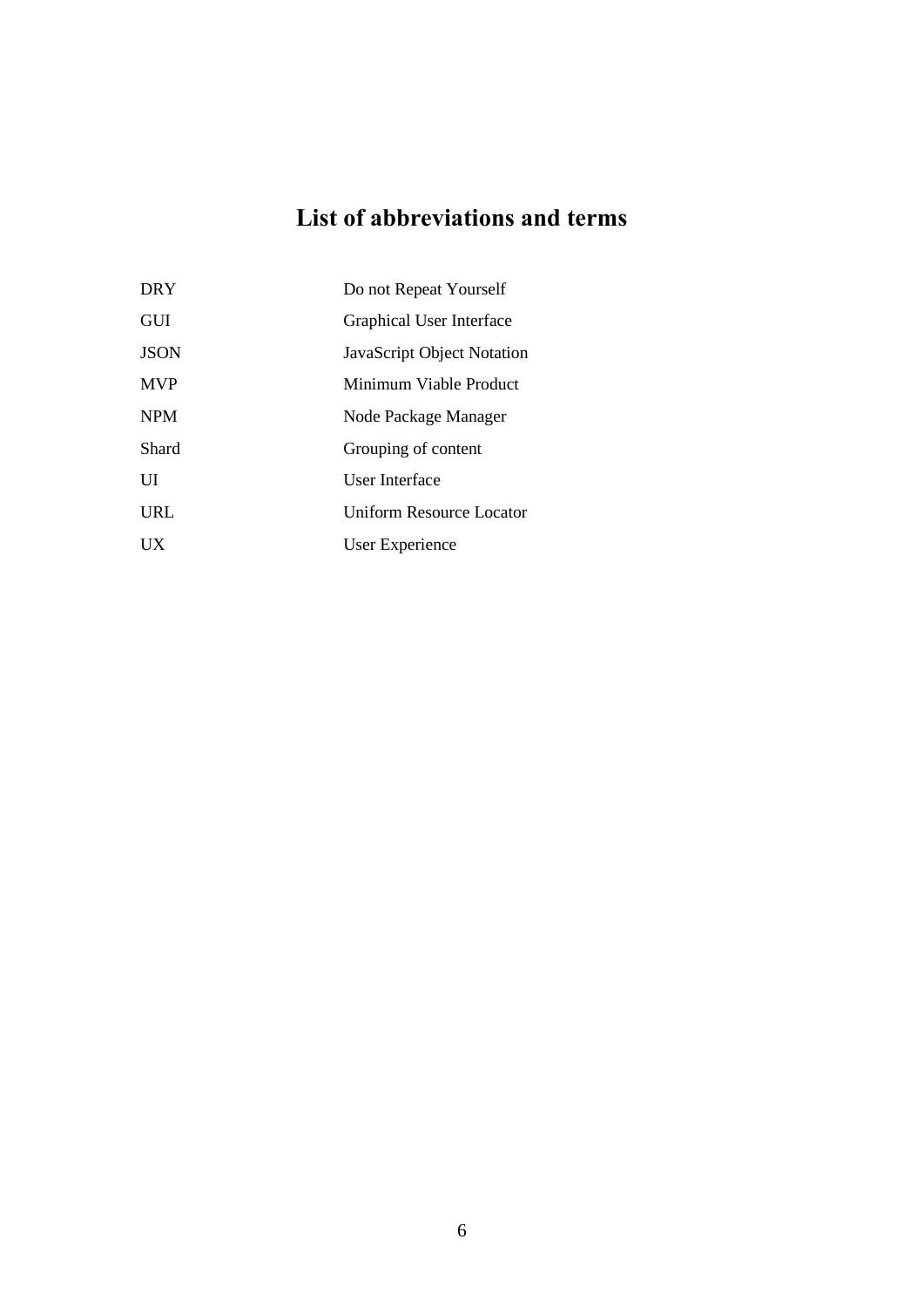# List of abbreviations and terms

| | |
|---|---|
| DRY | Do not Repeat Yourself |
| GUI | Graphical User Interface |
| JSON | JavaScript Object Notation |
| MVP | Minimum Viable Product |
| NPM | Node Package Manager |
| Shard | Grouping of content |
| UI | User Interface |
| URL | Uniform Resource Locator |
| UX | User Experience |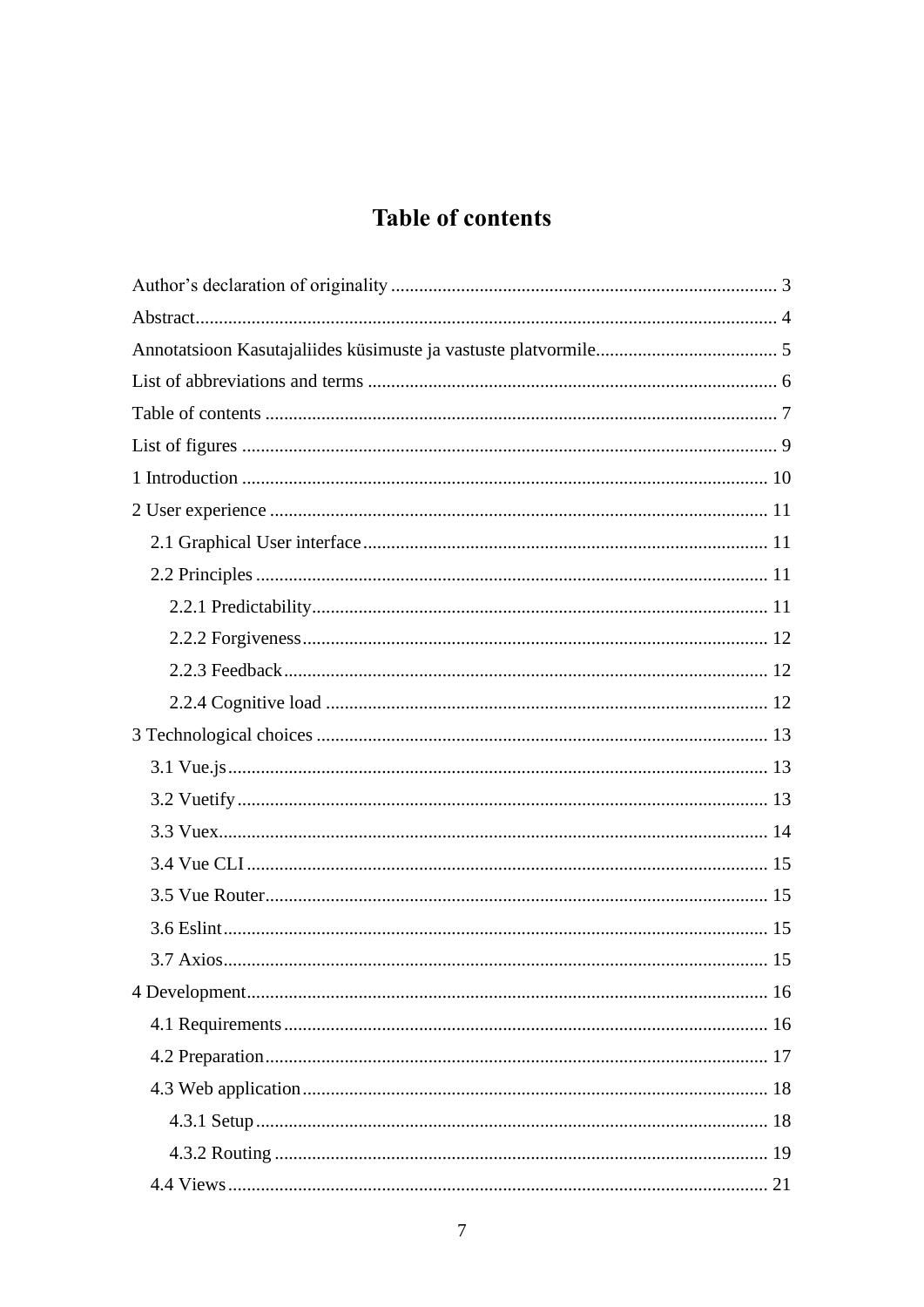# Table of contents

Author's declaration of originality ................................................................................. 3

Abstract ......................................................................................................................... 4

Annotatsioon Kasutajaliides küsimuste ja vastuste platvormile ...................................... 5

List of abbreviations and terms ..................................................................................... 6

Table of contents ........................................................................................................... 7

List of figures ................................................................................................................ 9

1 Introduction .............................................................................................................. 10

2 User experience ........................................................................................................ 11

- 2.1 Graphical User interface ..................................................................................... 11
- 2.2 Principles ........................................................................................................... 11
  - 2.2.1 Predictability ................................................................................................ 11
  - 2.2.2 Forgiveness .................................................................................................. 12
  - 2.2.3 Feedback ...................................................................................................... 12
  - 2.2.4 Cognitive load ............................................................................................. 12

3 Technological choices ............................................................................................... 13

- 3.1 Vue.js ................................................................................................................. 13
- 3.2 Vuetify ............................................................................................................... 13
- 3.3 Vuex ................................................................................................................... 14
- 3.4 Vue CLI ............................................................................................................. 15
- 3.5 Vue Router ......................................................................................................... 15
- 3.6 Eslint .................................................................................................................. 15
- 3.7 Axios .................................................................................................................. 15

4 Development .............................................................................................................. 16

- 4.1 Requirements ...................................................................................................... 16
- 4.2 Preparation .......................................................................................................... 17
- 4.3 Web application .................................................................................................. 18
  - 4.3.1 Setup ............................................................................................................ 18
  - 4.3.2 Routing ........................................................................................................ 19
- 4.4 Views .................................................................................................................. 21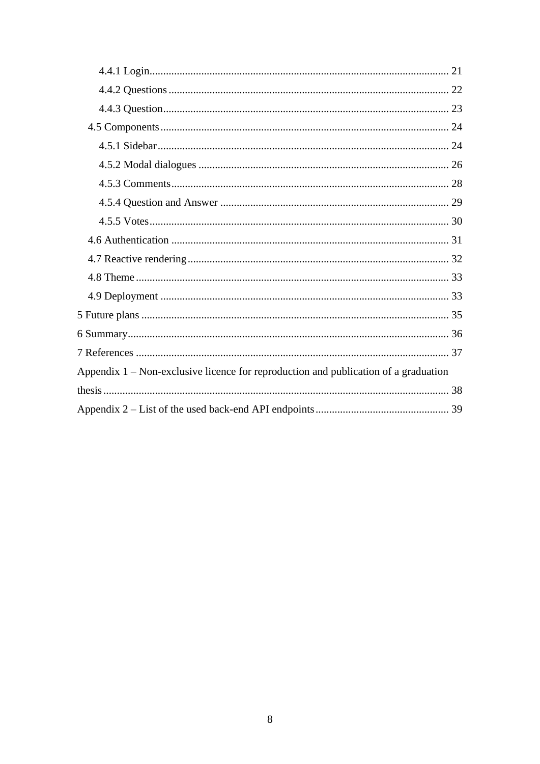4.4.1 Login ........................................................................................................ 21

4.4.2 Questions ...................................................................................................... 22

4.4.3 Question ........................................................................................................ 23

4.5 Components ........................................................................................................ 24

4.5.1 Sidebar .......................................................................................................... 24

4.5.2 Modal dialogues ........................................................................................... 26

4.5.3 Comments ..................................................................................................... 28

4.5.4 Question and Answer ................................................................................... 29

4.5.5 Votes ............................................................................................................. 30

4.6 Authentication ..................................................................................................... 31

4.7 Reactive rendering ............................................................................................... 32

4.8 Theme ................................................................................................................. 33

4.9 Deployment ......................................................................................................... 33

5 Future plans ............................................................................................................... 35

6 Summary .................................................................................................................... 36

7 References .................................................................................................................. 37

Appendix 1 – Non-exclusive licence for reproduction and publication of a graduation thesis ............................................................................................................................. 38

Appendix 2 – List of the used back-end API endpoints ................................................. 39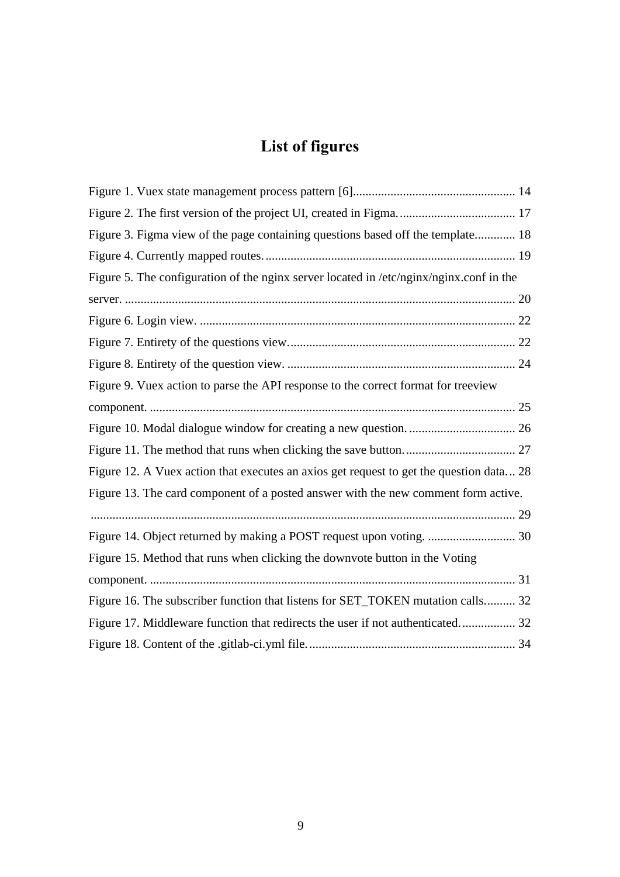# List of figures

Figure 1. Vuex state management process pattern [6]. 14
Figure 2. The first version of the project UI, created in Figma. 17
Figure 3. Figma view of the page containing questions based off the template. 18
Figure 4. Currently mapped routes. 19
Figure 5. The configuration of the nginx server located in /etc/nginx/nginx.conf in the server. 20
Figure 6. Login view. 22
Figure 7. Entirety of the questions view. 22
Figure 8. Entirety of the question view. 24
Figure 9. Vuex action to parse the API response to the correct format for treeview component. 25
Figure 10. Modal dialogue window for creating a new question. 26
Figure 11. The method that runs when clicking the save button. 27
Figure 12. A Vuex action that executes an axios get request to get the question data. 28
Figure 13. The card component of a posted answer with the new comment form active. 29
Figure 14. Object returned by making a POST request upon voting. 30
Figure 15. Method that runs when clicking the downvote button in the Voting component. 31
Figure 16. The subscriber function that listens for SET_TOKEN mutation calls. 32
Figure 17. Middleware function that redirects the user if not authenticated. 32
Figure 18. Content of the .gitlab-ci.yml file. 34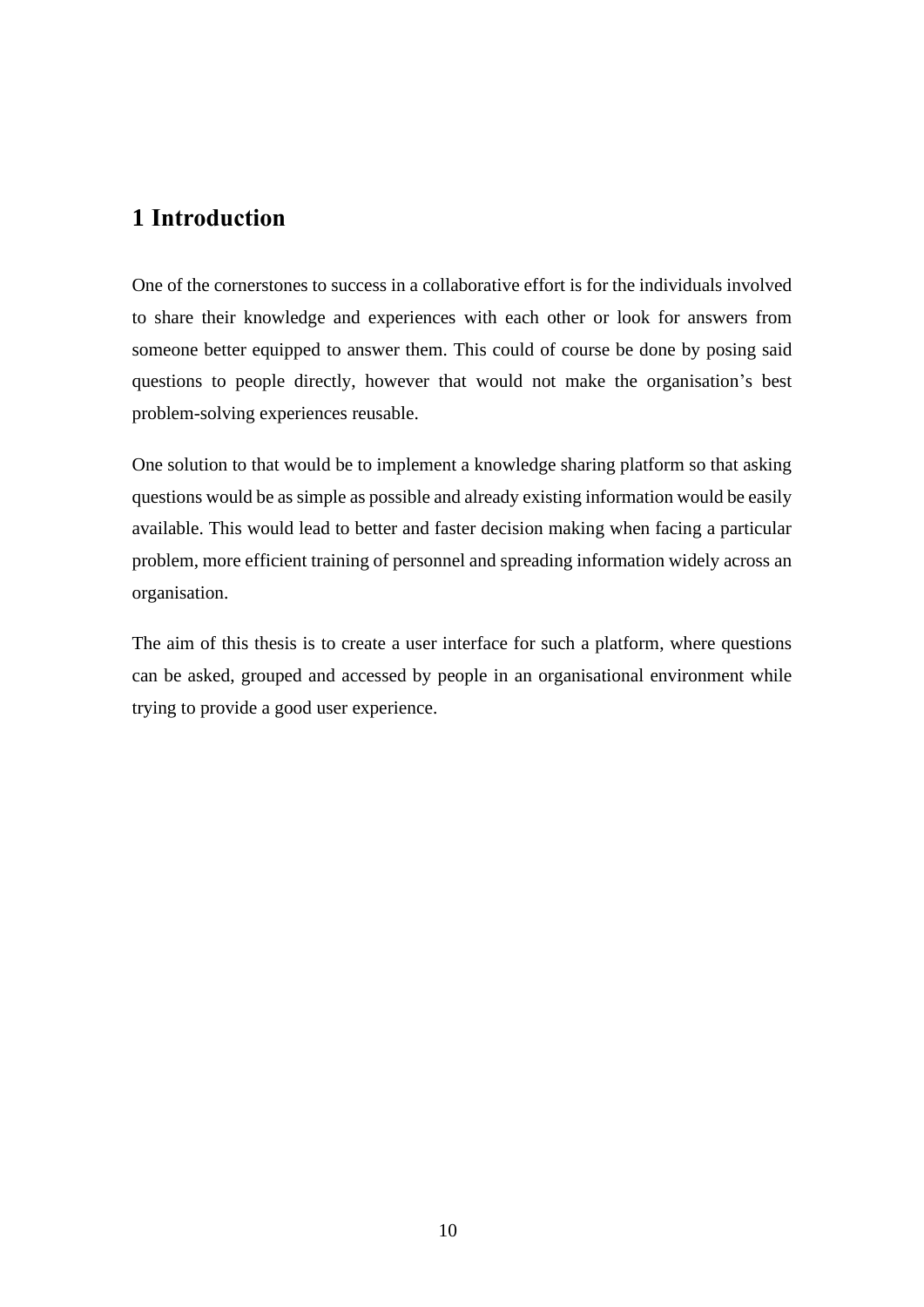# 1 Introduction

One of the cornerstones to success in a collaborative effort is for the individuals involved to share their knowledge and experiences with each other or look for answers from someone better equipped to answer them. This could of course be done by posing said questions to people directly, however that would not make the organisation's best problem-solving experiences reusable.

One solution to that would be to implement a knowledge sharing platform so that asking questions would be as simple as possible and already existing information would be easily available. This would lead to better and faster decision making when facing a particular problem, more efficient training of personnel and spreading information widely across an organisation.

The aim of this thesis is to create a user interface for such a platform, where questions can be asked, grouped and accessed by people in an organisational environment while trying to provide a good user experience.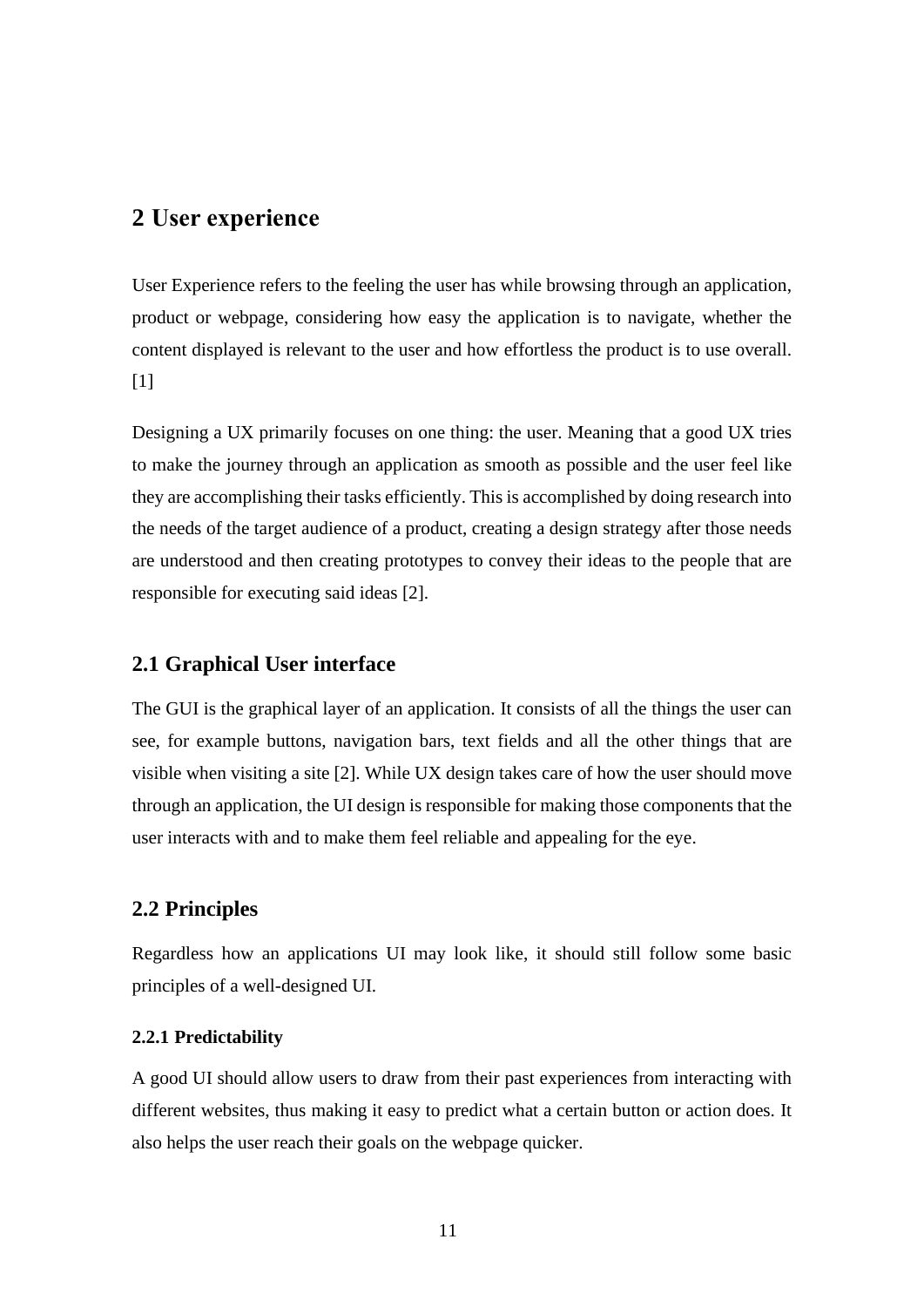# 2 User experience

User Experience refers to the feeling the user has while browsing through an application, product or webpage, considering how easy the application is to navigate, whether the content displayed is relevant to the user and how effortless the product is to use overall. [1]

Designing a UX primarily focuses on one thing: the user. Meaning that a good UX tries to make the journey through an application as smooth as possible and the user feel like they are accomplishing their tasks efficiently. This is accomplished by doing research into the needs of the target audience of a product, creating a design strategy after those needs are understood and then creating prototypes to convey their ideas to the people that are responsible for executing said ideas [2].

## 2.1 Graphical User interface

The GUI is the graphical layer of an application. It consists of all the things the user can see, for example buttons, navigation bars, text fields and all the other things that are visible when visiting a site [2]. While UX design takes care of how the user should move through an application, the UI design is responsible for making those components that the user interacts with and to make them feel reliable and appealing for the eye.

## 2.2 Principles

Regardless how an applications UI may look like, it should still follow some basic principles of a well-designed UI.

### 2.2.1 Predictability

A good UI should allow users to draw from their past experiences from interacting with different websites, thus making it easy to predict what a certain button or action does. It also helps the user reach their goals on the webpage quicker.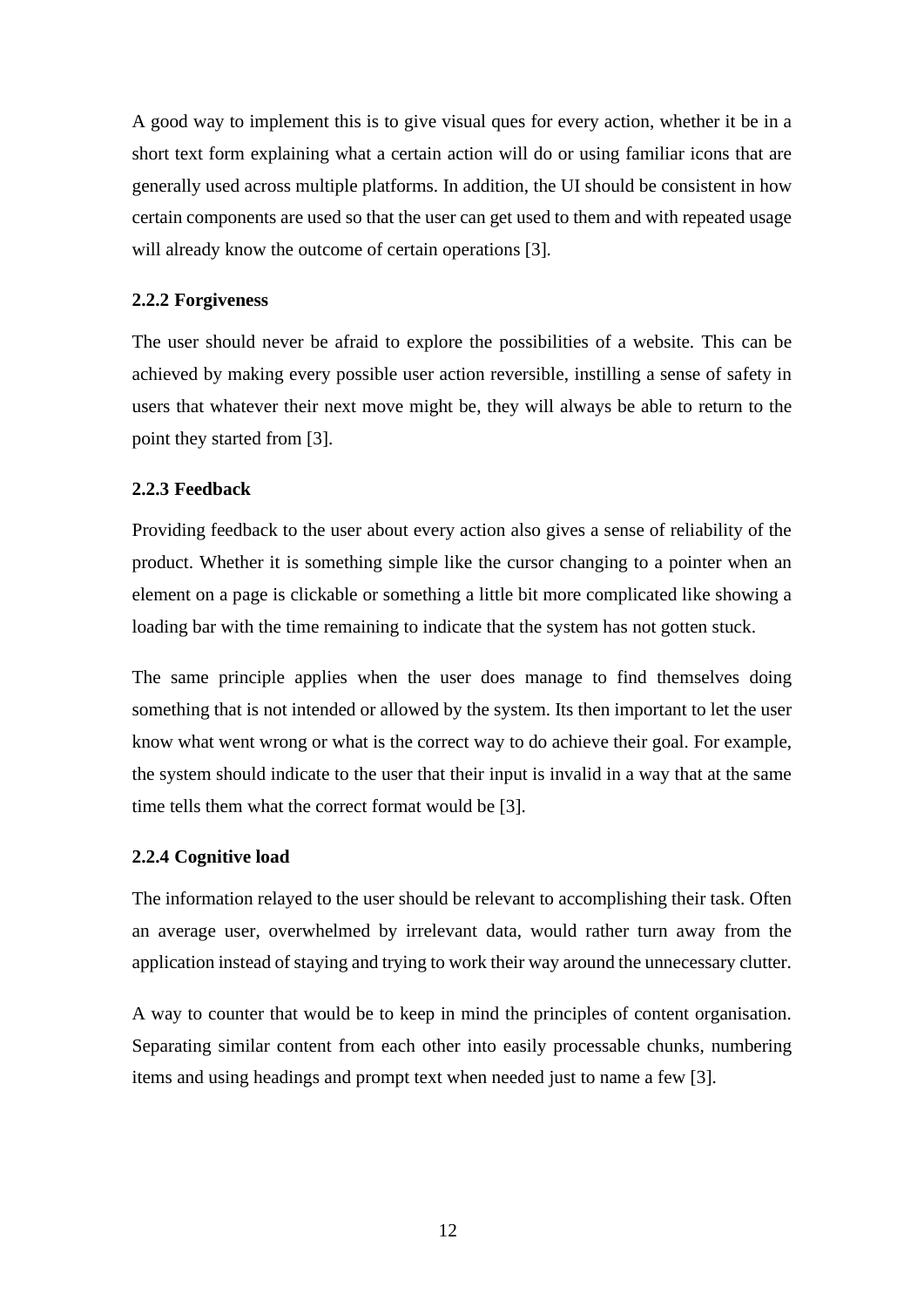A good way to implement this is to give visual ques for every action, whether it be in a short text form explaining what a certain action will do or using familiar icons that are generally used across multiple platforms. In addition, the UI should be consistent in how certain components are used so that the user can get used to them and with repeated usage will already know the outcome of certain operations [3].

### 2.2.2 Forgiveness

The user should never be afraid to explore the possibilities of a website. This can be achieved by making every possible user action reversible, instilling a sense of safety in users that whatever their next move might be, they will always be able to return to the point they started from [3].

### 2.2.3 Feedback

Providing feedback to the user about every action also gives a sense of reliability of the product. Whether it is something simple like the cursor changing to a pointer when an element on a page is clickable or something a little bit more complicated like showing a loading bar with the time remaining to indicate that the system has not gotten stuck.

The same principle applies when the user does manage to find themselves doing something that is not intended or allowed by the system. Its then important to let the user know what went wrong or what is the correct way to do achieve their goal. For example, the system should indicate to the user that their input is invalid in a way that at the same time tells them what the correct format would be [3].

### 2.2.4 Cognitive load

The information relayed to the user should be relevant to accomplishing their task. Often an average user, overwhelmed by irrelevant data, would rather turn away from the application instead of staying and trying to work their way around the unnecessary clutter.

A way to counter that would be to keep in mind the principles of content organisation. Separating similar content from each other into easily processable chunks, numbering items and using headings and prompt text when needed just to name a few [3].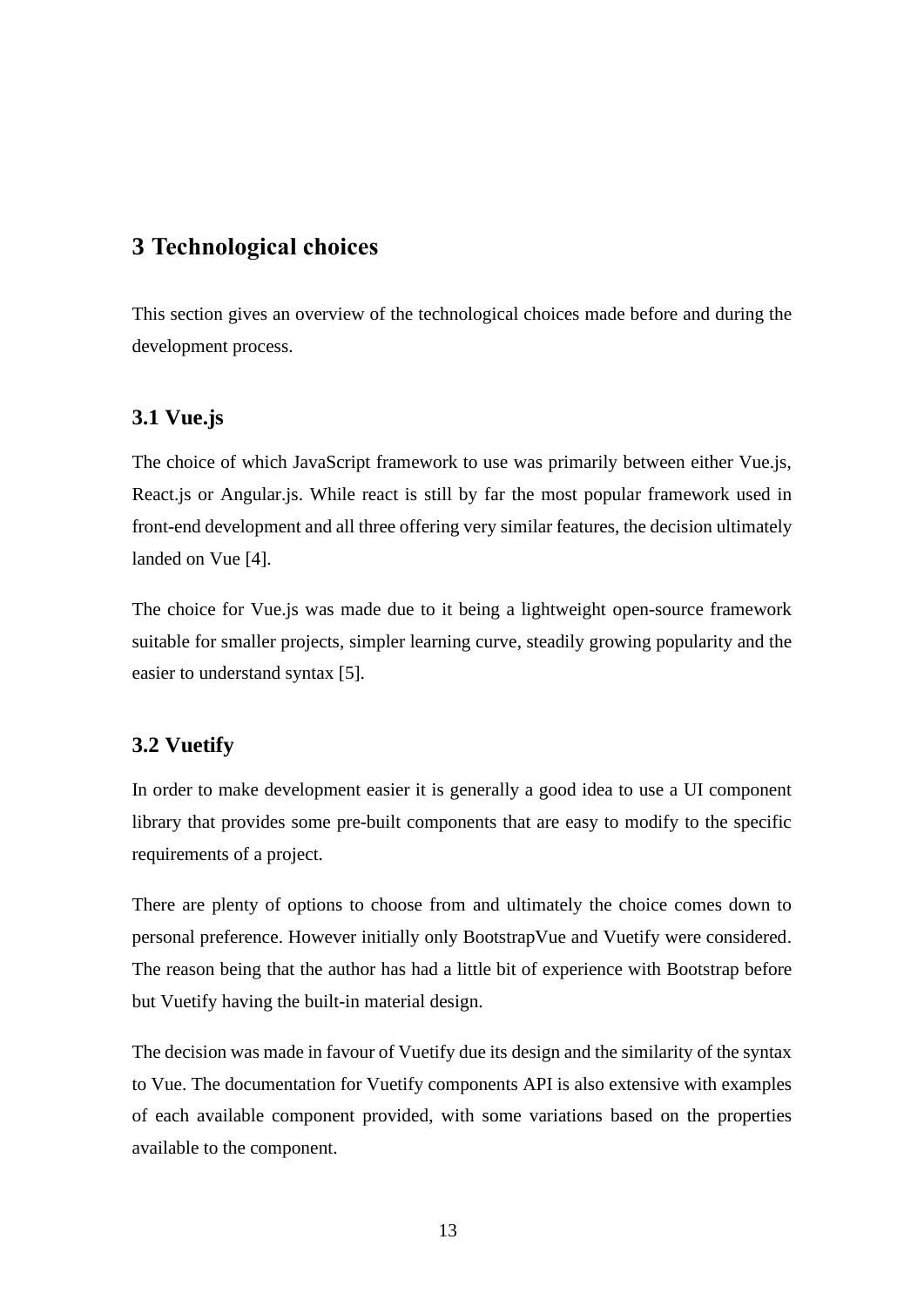# 3 Technological choices

This section gives an overview of the technological choices made before and during the development process.

## 3.1 Vue.js

The choice of which JavaScript framework to use was primarily between either Vue.js, React.js or Angular.js. While react is still by far the most popular framework used in front-end development and all three offering very similar features, the decision ultimately landed on Vue [4].

The choice for Vue.js was made due to it being a lightweight open-source framework suitable for smaller projects, simpler learning curve, steadily growing popularity and the easier to understand syntax [5].

## 3.2 Vuetify

In order to make development easier it is generally a good idea to use a UI component library that provides some pre-built components that are easy to modify to the specific requirements of a project.

There are plenty of options to choose from and ultimately the choice comes down to personal preference. However initially only BootstrapVue and Vuetify were considered. The reason being that the author has had a little bit of experience with Bootstrap before but Vuetify having the built-in material design.

The decision was made in favour of Vuetify due its design and the similarity of the syntax to Vue. The documentation for Vuetify components API is also extensive with examples of each available component provided, with some variations based on the properties available to the component.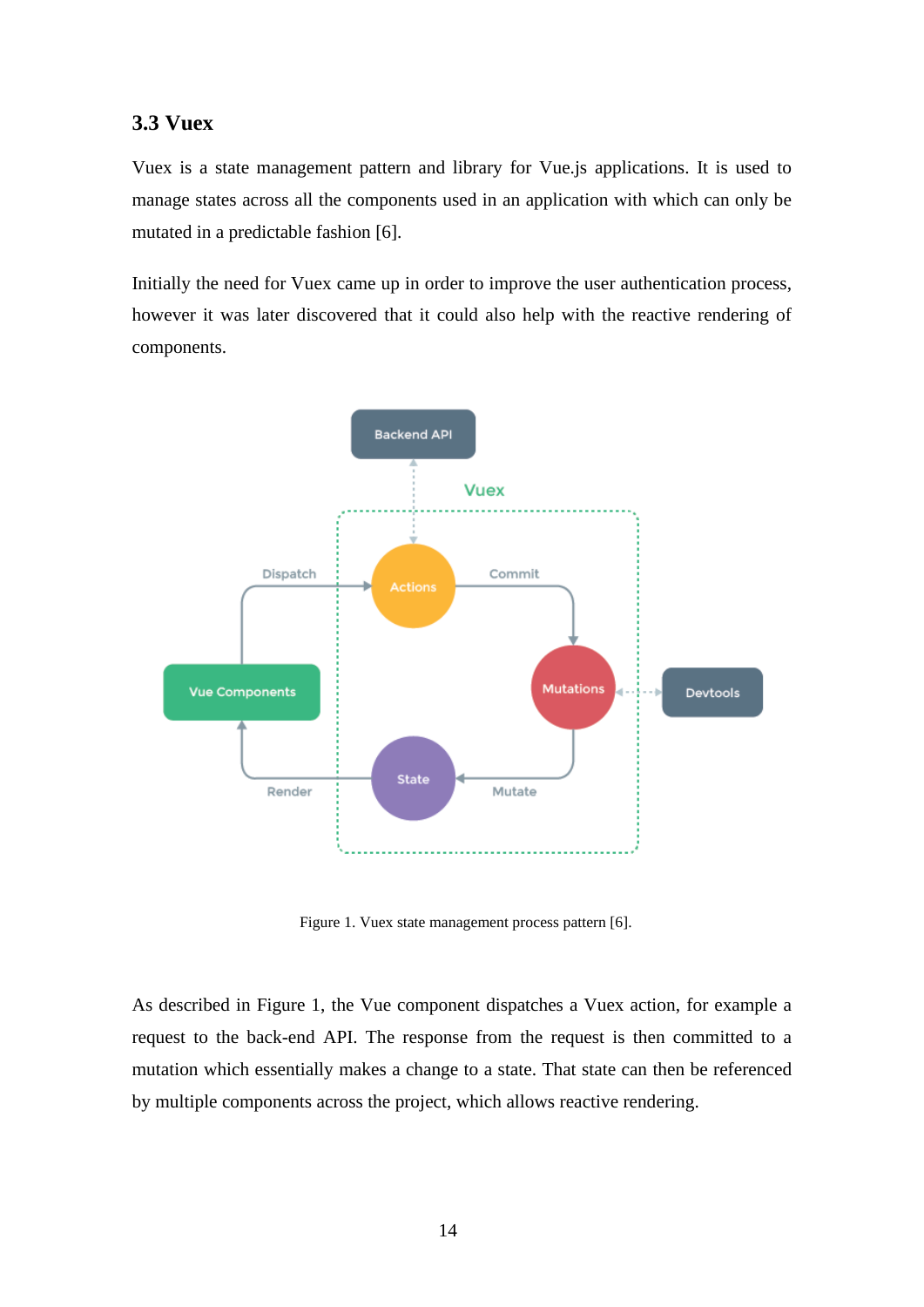### 3.3 Vuex

Vuex is a state management pattern and library for Vue.js applications. It is used to manage states across all the components used in an application with which can only be mutated in a predictable fashion [6].

Initially the need for Vuex came up in order to improve the user authentication process, however it was later discovered that it could also help with the reactive rendering of components.

Figure 1. Vuex state management process pattern [6].

As described in Figure 1, the Vue component dispatches a Vuex action, for example a request to the back-end API. The response from the request is then committed to a mutation which essentially makes a change to a state. That state can then be referenced by multiple components across the project, which allows reactive rendering.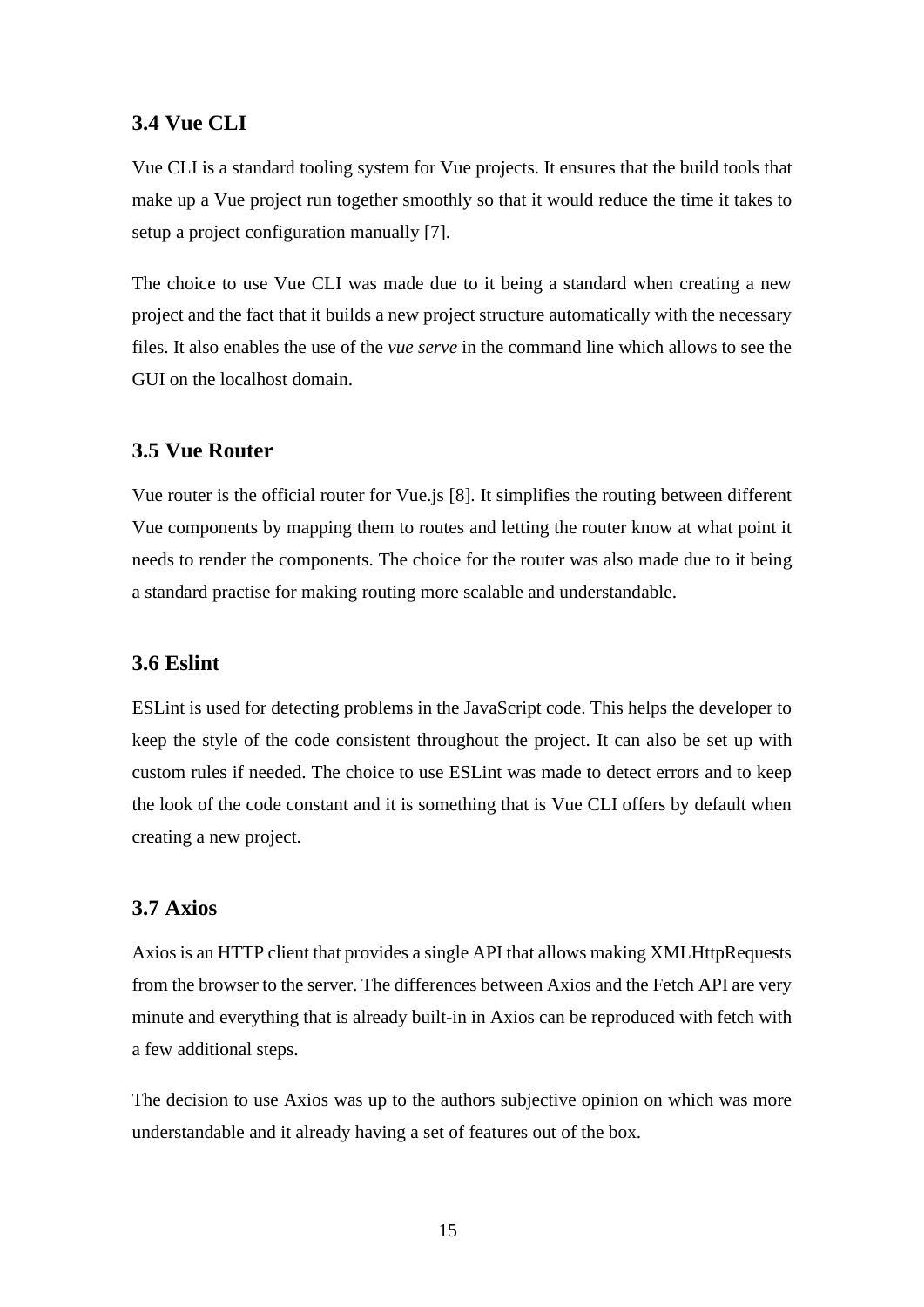### 3.4 Vue CLI

Vue CLI is a standard tooling system for Vue projects. It ensures that the build tools that make up a Vue project run together smoothly so that it would reduce the time it takes to setup a project configuration manually [7].

The choice to use Vue CLI was made due to it being a standard when creating a new project and the fact that it builds a new project structure automatically with the necessary files. It also enables the use of the *vue serve* in the command line which allows to see the GUI on the localhost domain.

### 3.5 Vue Router

Vue router is the official router for Vue.js [8]. It simplifies the routing between different Vue components by mapping them to routes and letting the router know at what point it needs to render the components. The choice for the router was also made due to it being a standard practise for making routing more scalable and understandable.

### 3.6 Eslint

ESLint is used for detecting problems in the JavaScript code. This helps the developer to keep the style of the code consistent throughout the project. It can also be set up with custom rules if needed. The choice to use ESLint was made to detect errors and to keep the look of the code constant and it is something that is Vue CLI offers by default when creating a new project.

### 3.7 Axios

Axios is an HTTP client that provides a single API that allows making XMLHttpRequests from the browser to the server. The differences between Axios and the Fetch API are very minute and everything that is already built-in in Axios can be reproduced with fetch with a few additional steps.

The decision to use Axios was up to the authors subjective opinion on which was more understandable and it already having a set of features out of the box.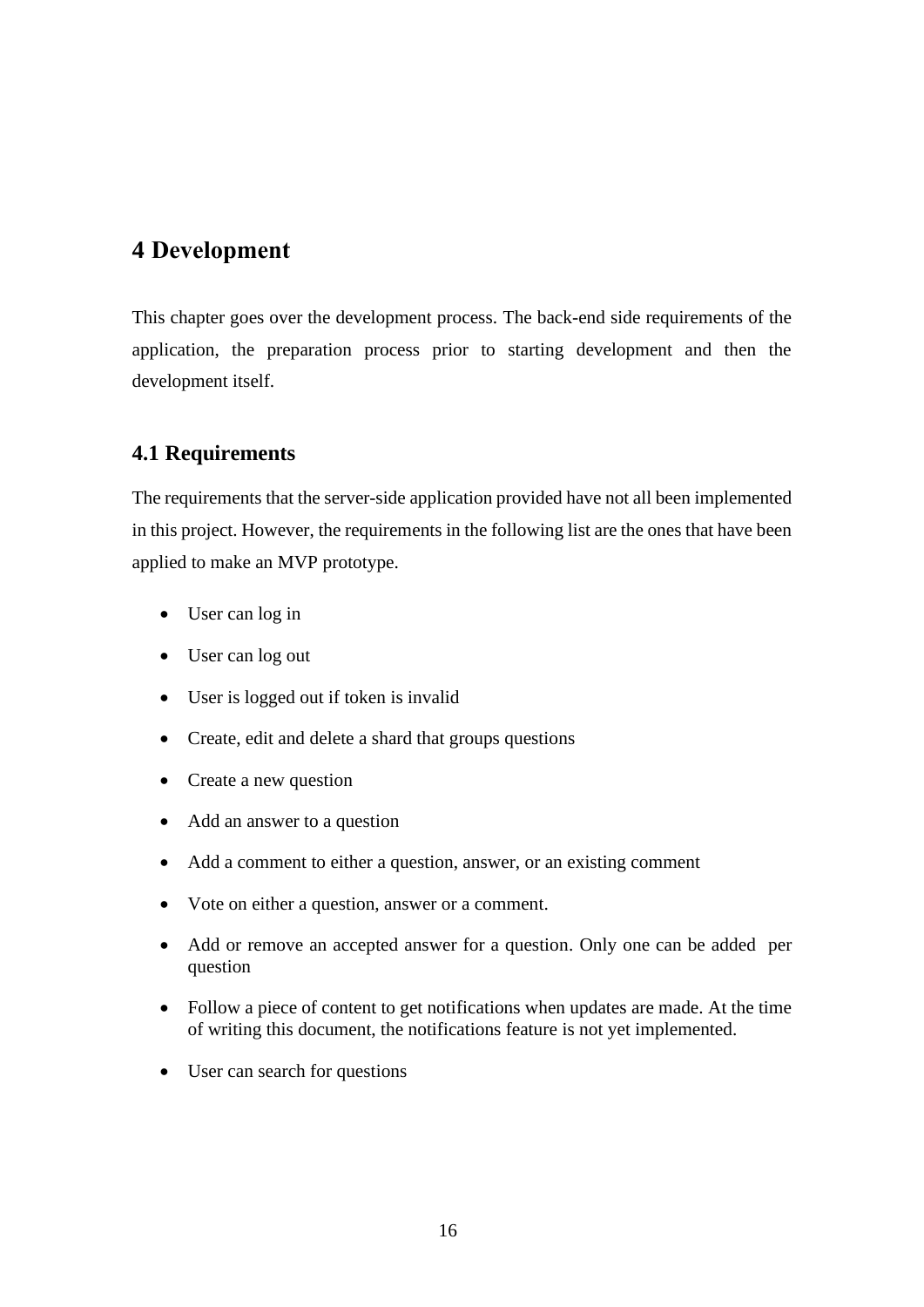# 4 Development

This chapter goes over the development process. The back-end side requirements of the application, the preparation process prior to starting development and then the development itself.

## 4.1 Requirements

The requirements that the server-side application provided have not all been implemented in this project. However, the requirements in the following list are the ones that have been applied to make an MVP prototype.

- User can log in
- User can log out
- User is logged out if token is invalid
- Create, edit and delete a shard that groups questions
- Create a new question
- Add an answer to a question
- Add a comment to either a question, answer, or an existing comment
- Vote on either a question, answer or a comment.
- Add or remove an accepted answer for a question. Only one can be added per question
- Follow a piece of content to get notifications when updates are made. At the time of writing this document, the notifications feature is not yet implemented.
- User can search for questions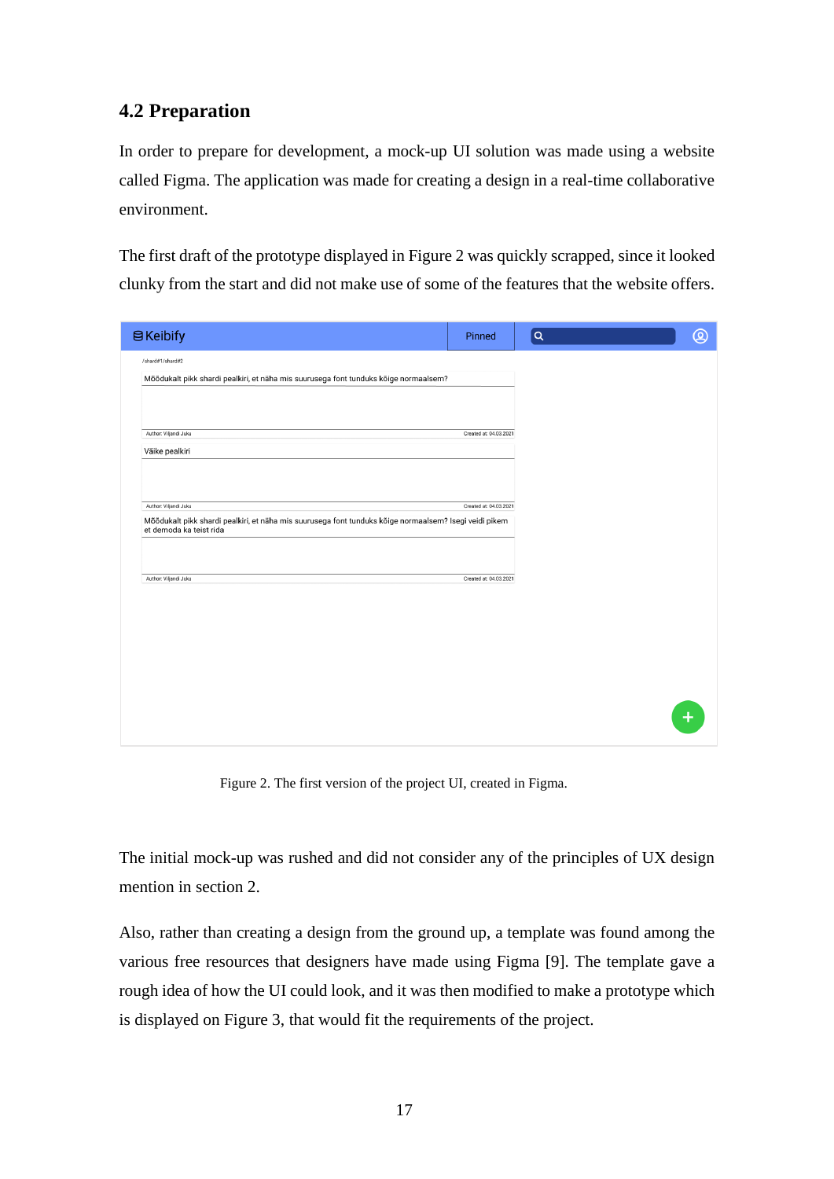## 4.2 Preparation

In order to prepare for development, a mock-up UI solution was made using a website called Figma. The application was made for creating a design in a real-time collaborative environment.

The first draft of the prototype displayed in Figure 2 was quickly scrapped, since it looked clunky from the start and did not make use of some of the features that the website offers.

Figure 2. The first version of the project UI, created in Figma.

The initial mock-up was rushed and did not consider any of the principles of UX design mention in section 2.

Also, rather than creating a design from the ground up, a template was found among the various free resources that designers have made using Figma [9]. The template gave a rough idea of how the UI could look, and it was then modified to make a prototype which is displayed on Figure 3, that would fit the requirements of the project.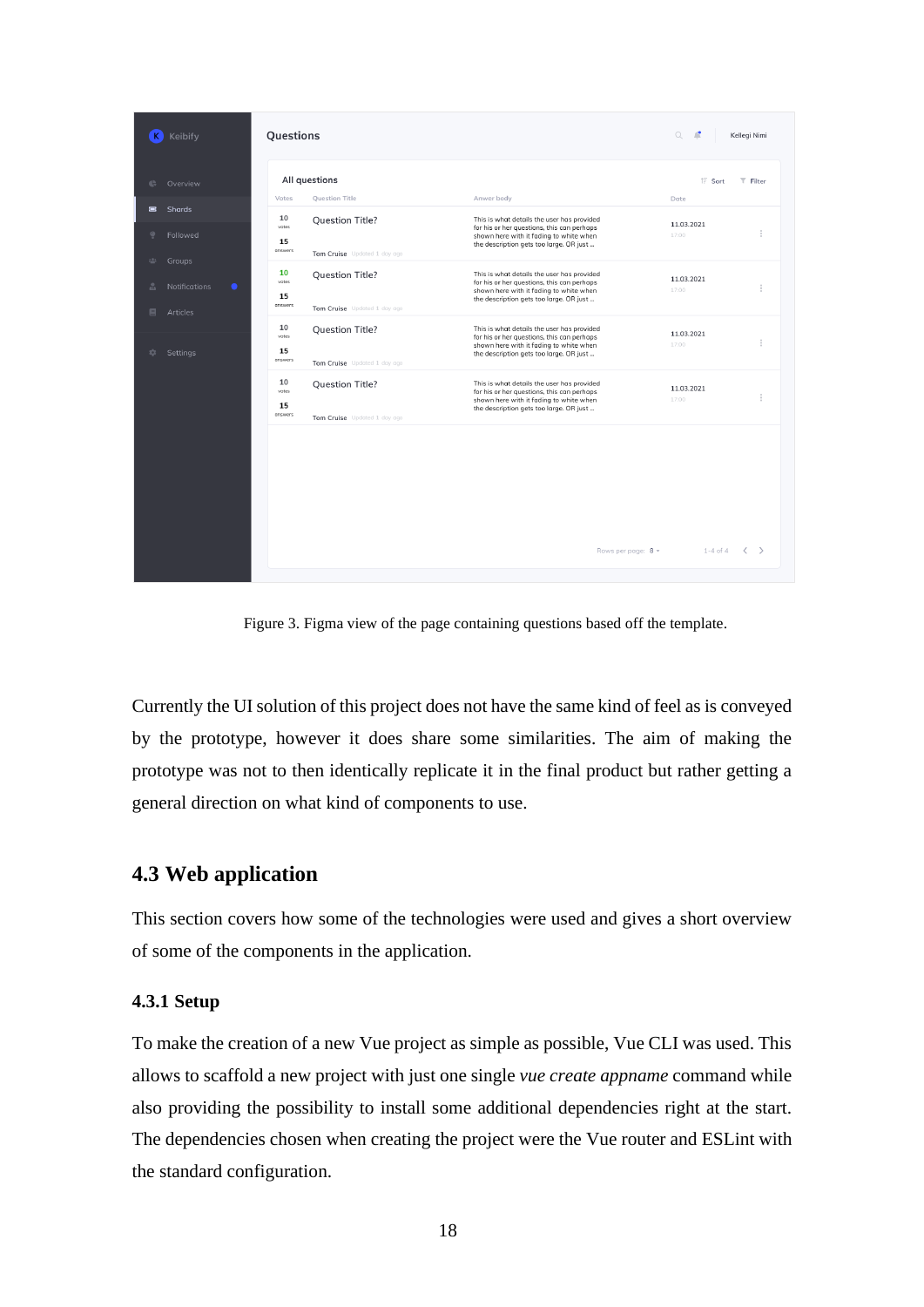Figure 3. Figma view of the page containing questions based off the template.

Currently the UI solution of this project does not have the same kind of feel as is conveyed by the prototype, however it does share some similarities. The aim of making the prototype was not to then identically replicate it in the final product but rather getting a general direction on what kind of components to use.

## 4.3 Web application

This section covers how some of the technologies were used and gives a short overview of some of the components in the application.

### 4.3.1 Setup

To make the creation of a new Vue project as simple as possible, Vue CLI was used. This allows to scaffold a new project with just one single *vue create appname* command while also providing the possibility to install some additional dependencies right at the start. The dependencies chosen when creating the project were the Vue router and ESLint with the standard configuration.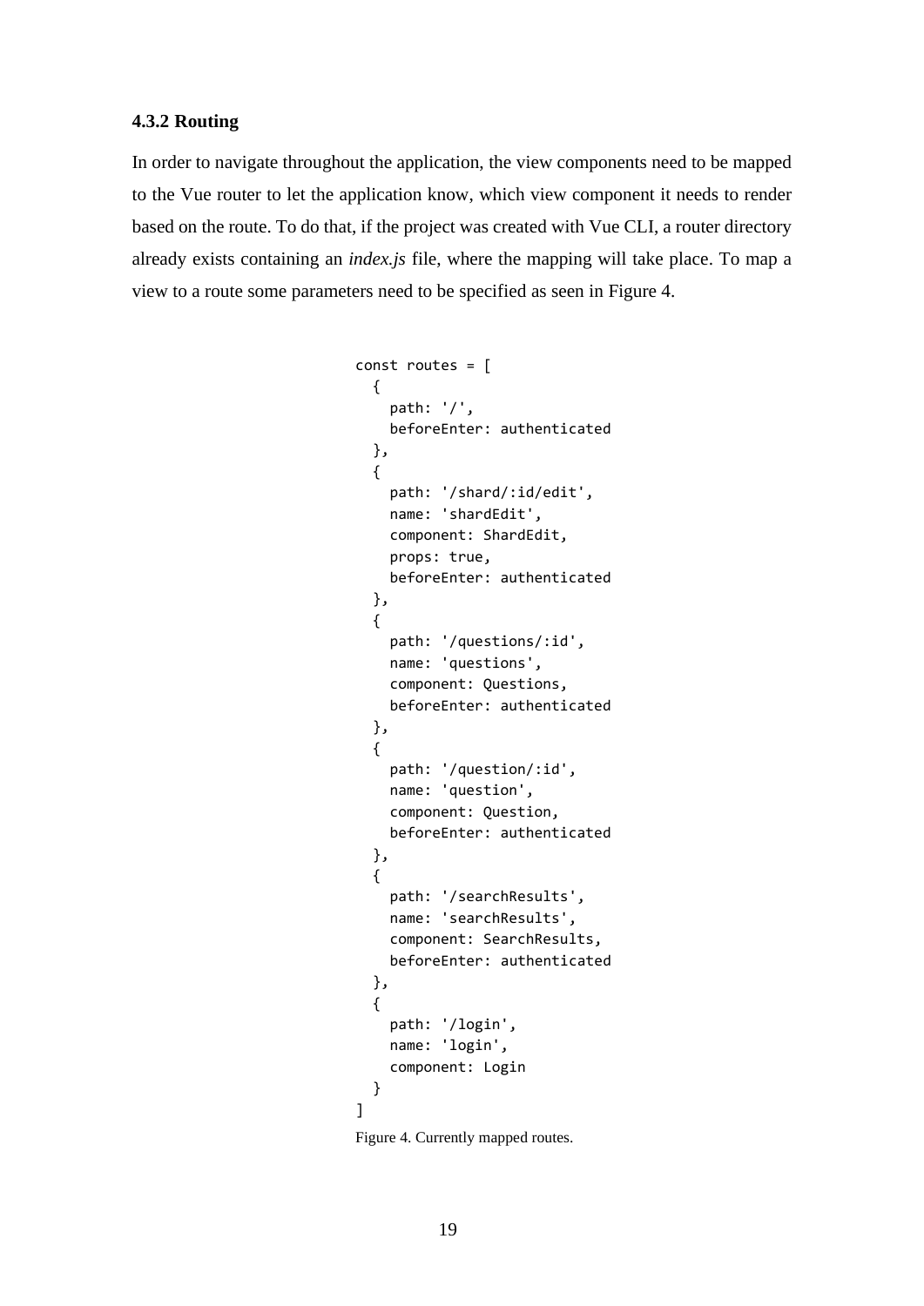### 4.3.2 Routing

In order to navigate throughout the application, the view components need to be mapped to the Vue router to let the application know, which view component it needs to render based on the route. To do that, if the project was created with Vue CLI, a router directory already exists containing an *index.js* file, where the mapping will take place. To map a view to a route some parameters need to be specified as seen in Figure 4.

```
const routes = [
  {
    path: '/',
    beforeEnter: authenticated
  },
  {
    path: '/shard/:id/edit',
    name: 'shardEdit',
    component: ShardEdit,
    props: true,
    beforeEnter: authenticated
  },
  {
    path: '/questions/:id',
    name: 'questions',
    component: Questions,
    beforeEnter: authenticated
  },
  {
    path: '/question/:id',
    name: 'question',
    component: Question,
    beforeEnter: authenticated
  },
  {
    path: '/searchResults',
    name: 'searchResults',
    component: SearchResults,
    beforeEnter: authenticated
  },
  {
    path: '/login',
    name: 'login',
    component: Login
  }
]
```

Figure 4. Currently mapped routes.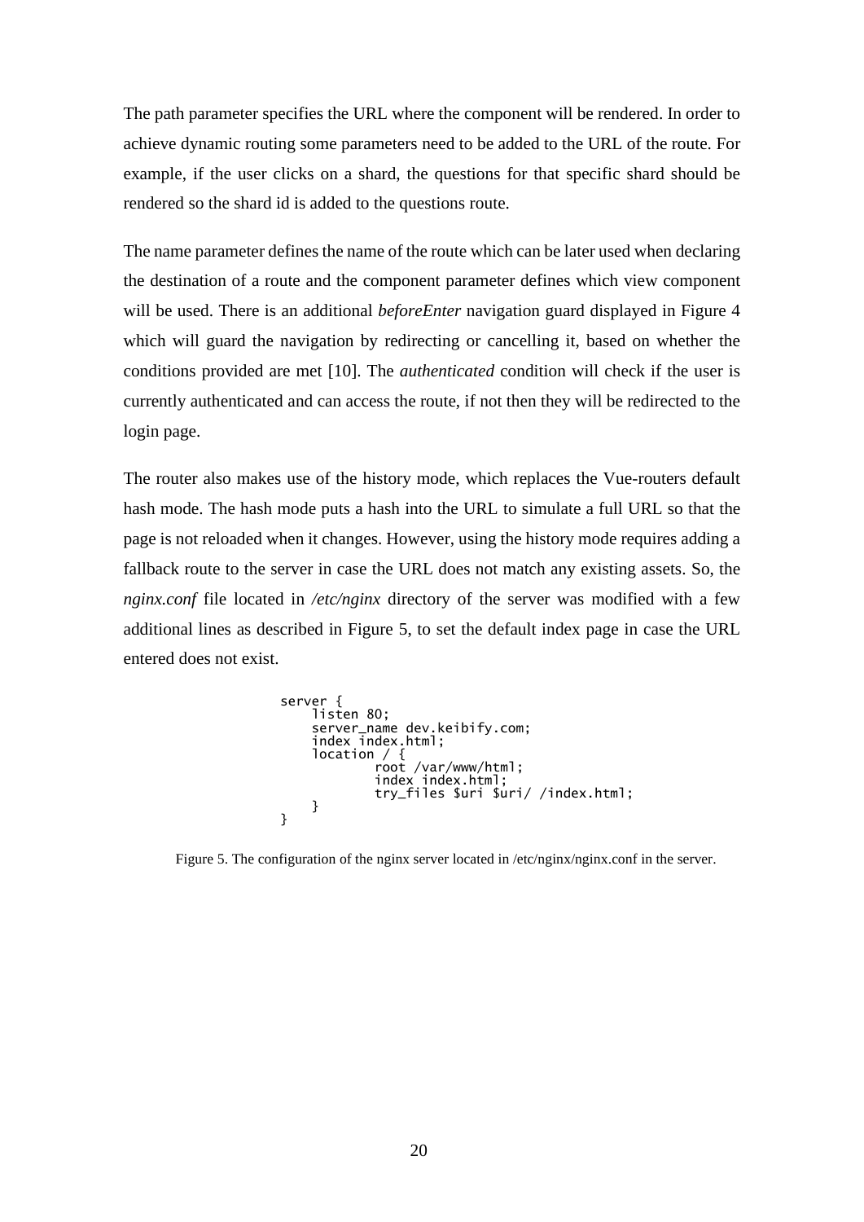The path parameter specifies the URL where the component will be rendered. In order to achieve dynamic routing some parameters need to be added to the URL of the route. For example, if the user clicks on a shard, the questions for that specific shard should be rendered so the shard id is added to the questions route.

The name parameter defines the name of the route which can be later used when declaring the destination of a route and the component parameter defines which view component will be used. There is an additional *beforeEnter* navigation guard displayed in Figure 4 which will guard the navigation by redirecting or cancelling it, based on whether the conditions provided are met [10]. The *authenticated* condition will check if the user is currently authenticated and can access the route, if not then they will be redirected to the login page.

The router also makes use of the history mode, which replaces the Vue-routers default hash mode. The hash mode puts a hash into the URL to simulate a full URL so that the page is not reloaded when it changes. However, using the history mode requires adding a fallback route to the server in case the URL does not match any existing assets. So, the *nginx.conf* file located in */etc/nginx* directory of the server was modified with a few additional lines as described in Figure 5, to set the default index page in case the URL entered does not exist.

```
server {
    listen 80;
    server_name dev.keibify.com;
    index index.html;
    location / {
            root /var/www/html;
            index index.html;
            try_files $uri $uri/ /index.html;
    }
}
```

Figure 5. The configuration of the nginx server located in /etc/nginx/nginx.conf in the server.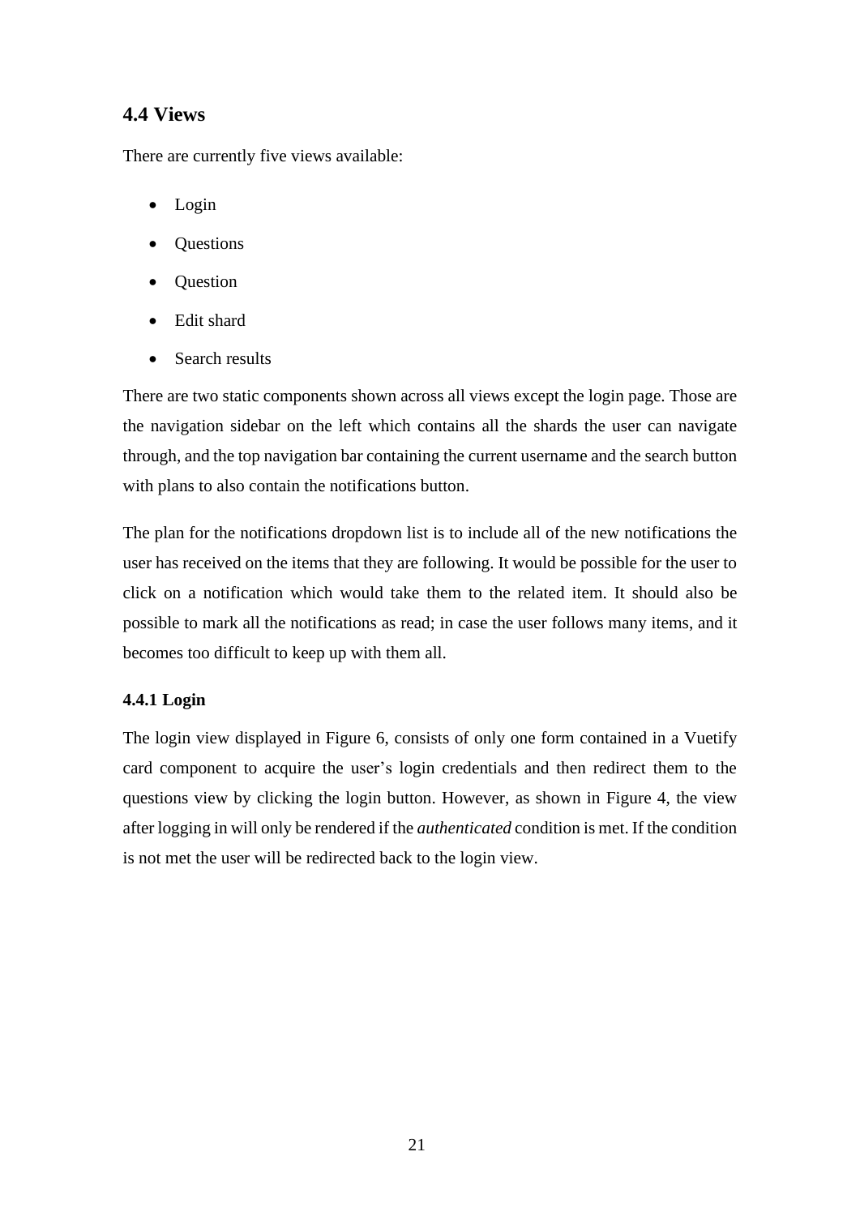## 4.4 Views

There are currently five views available:

- Login
- Questions
- Question
- Edit shard
- Search results

There are two static components shown across all views except the login page. Those are the navigation sidebar on the left which contains all the shards the user can navigate through, and the top navigation bar containing the current username and the search button with plans to also contain the notifications button.

The plan for the notifications dropdown list is to include all of the new notifications the user has received on the items that they are following. It would be possible for the user to click on a notification which would take them to the related item. It should also be possible to mark all the notifications as read; in case the user follows many items, and it becomes too difficult to keep up with them all.

### 4.4.1 Login

The login view displayed in Figure 6, consists of only one form contained in a Vuetify card component to acquire the user's login credentials and then redirect them to the questions view by clicking the login button. However, as shown in Figure 4, the view after logging in will only be rendered if the *authenticated* condition is met. If the condition is not met the user will be redirected back to the login view.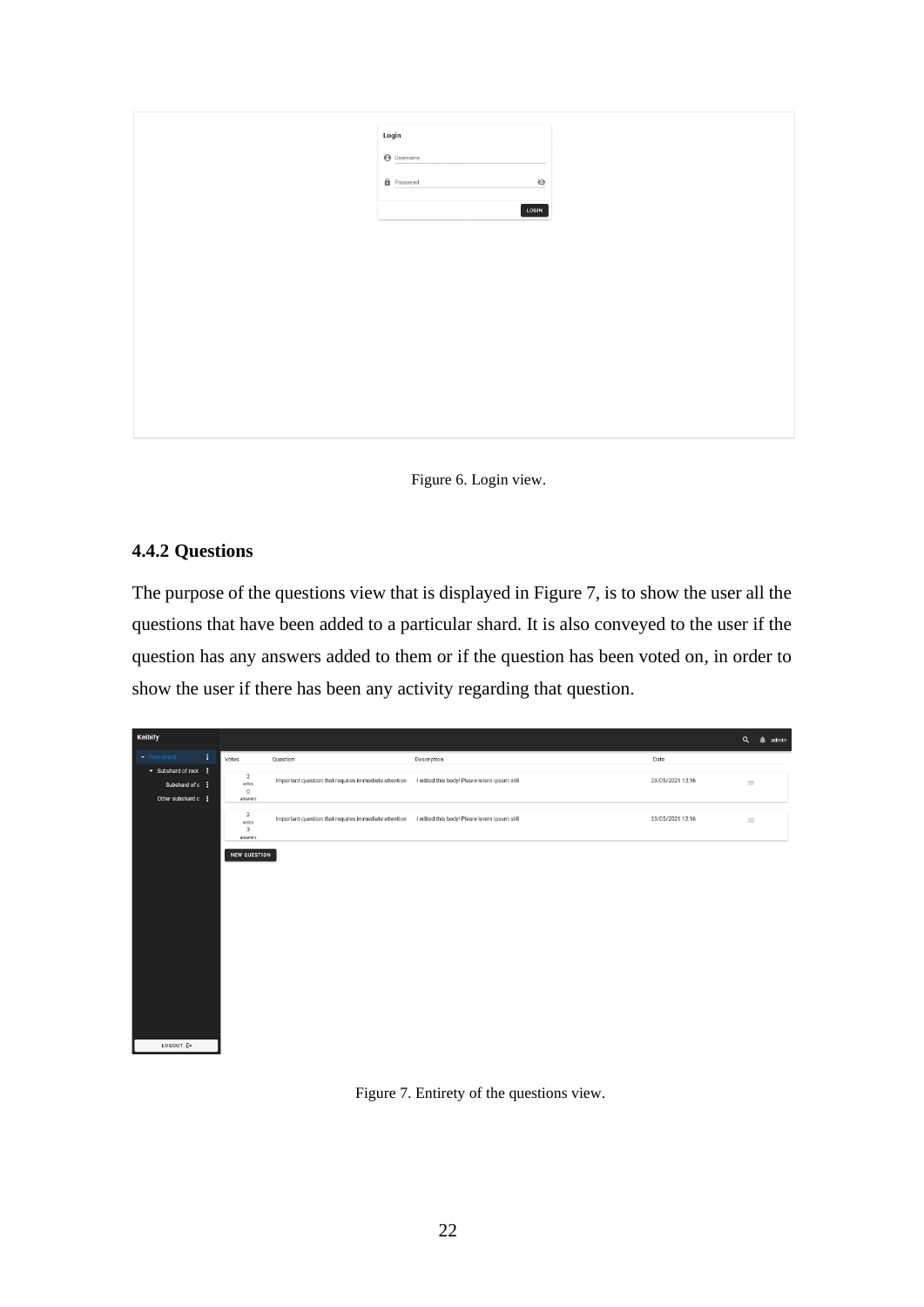Figure 6. Login view.

### 4.4.2 Questions

The purpose of the questions view that is displayed in Figure 7, is to show the user all the questions that have been added to a particular shard. It is also conveyed to the user if the question has any answers added to them or if the question has been voted on, in order to show the user if there has been any activity regarding that question.

Figure 7. Entirety of the questions view.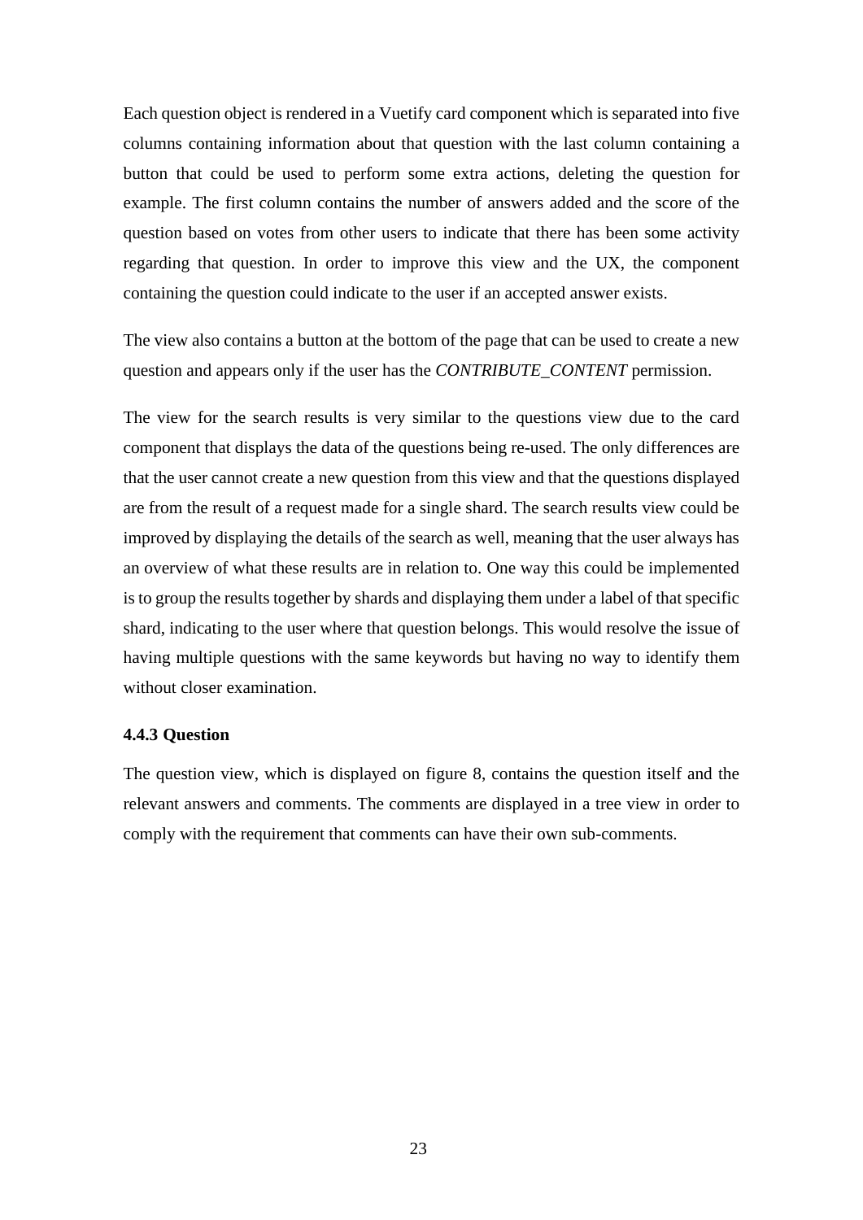Each question object is rendered in a Vuetify card component which is separated into five columns containing information about that question with the last column containing a button that could be used to perform some extra actions, deleting the question for example. The first column contains the number of answers added and the score of the question based on votes from other users to indicate that there has been some activity regarding that question. In order to improve this view and the UX, the component containing the question could indicate to the user if an accepted answer exists.

The view also contains a button at the bottom of the page that can be used to create a new question and appears only if the user has the *CONTRIBUTE_CONTENT* permission.

The view for the search results is very similar to the questions view due to the card component that displays the data of the questions being re-used. The only differences are that the user cannot create a new question from this view and that the questions displayed are from the result of a request made for a single shard. The search results view could be improved by displaying the details of the search as well, meaning that the user always has an overview of what these results are in relation to. One way this could be implemented is to group the results together by shards and displaying them under a label of that specific shard, indicating to the user where that question belongs. This would resolve the issue of having multiple questions with the same keywords but having no way to identify them without closer examination.

### 4.4.3 Question

The question view, which is displayed on figure 8, contains the question itself and the relevant answers and comments. The comments are displayed in a tree view in order to comply with the requirement that comments can have their own sub-comments.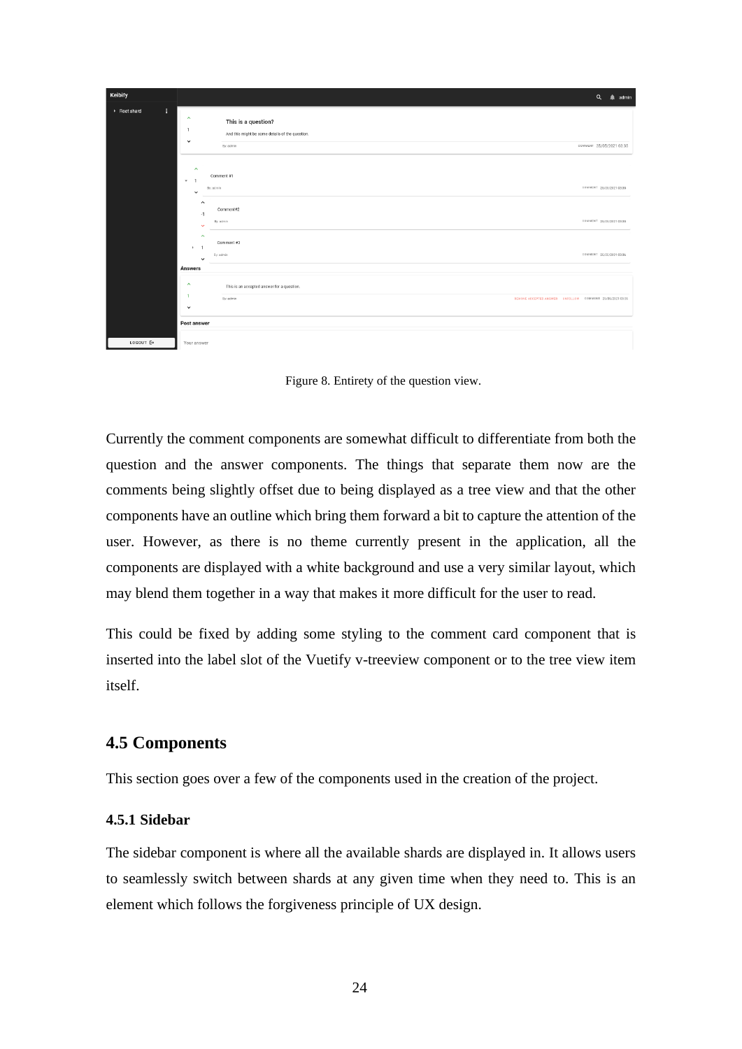Figure 8. Entirety of the question view.

Currently the comment components are somewhat difficult to differentiate from both the question and the answer components. The things that separate them now are the comments being slightly offset due to being displayed as a tree view and that the other components have an outline which bring them forward a bit to capture the attention of the user. However, as there is no theme currently present in the application, all the components are displayed with a white background and use a very similar layout, which may blend them together in a way that makes it more difficult for the user to read.

This could be fixed by adding some styling to the comment card component that is inserted into the label slot of the Vuetify v-treeview component or to the tree view item itself.

## 4.5 Components

This section goes over a few of the components used in the creation of the project.

### 4.5.1 Sidebar

The sidebar component is where all the available shards are displayed in. It allows users to seamlessly switch between shards at any given time when they need to. This is an element which follows the forgiveness principle of UX design.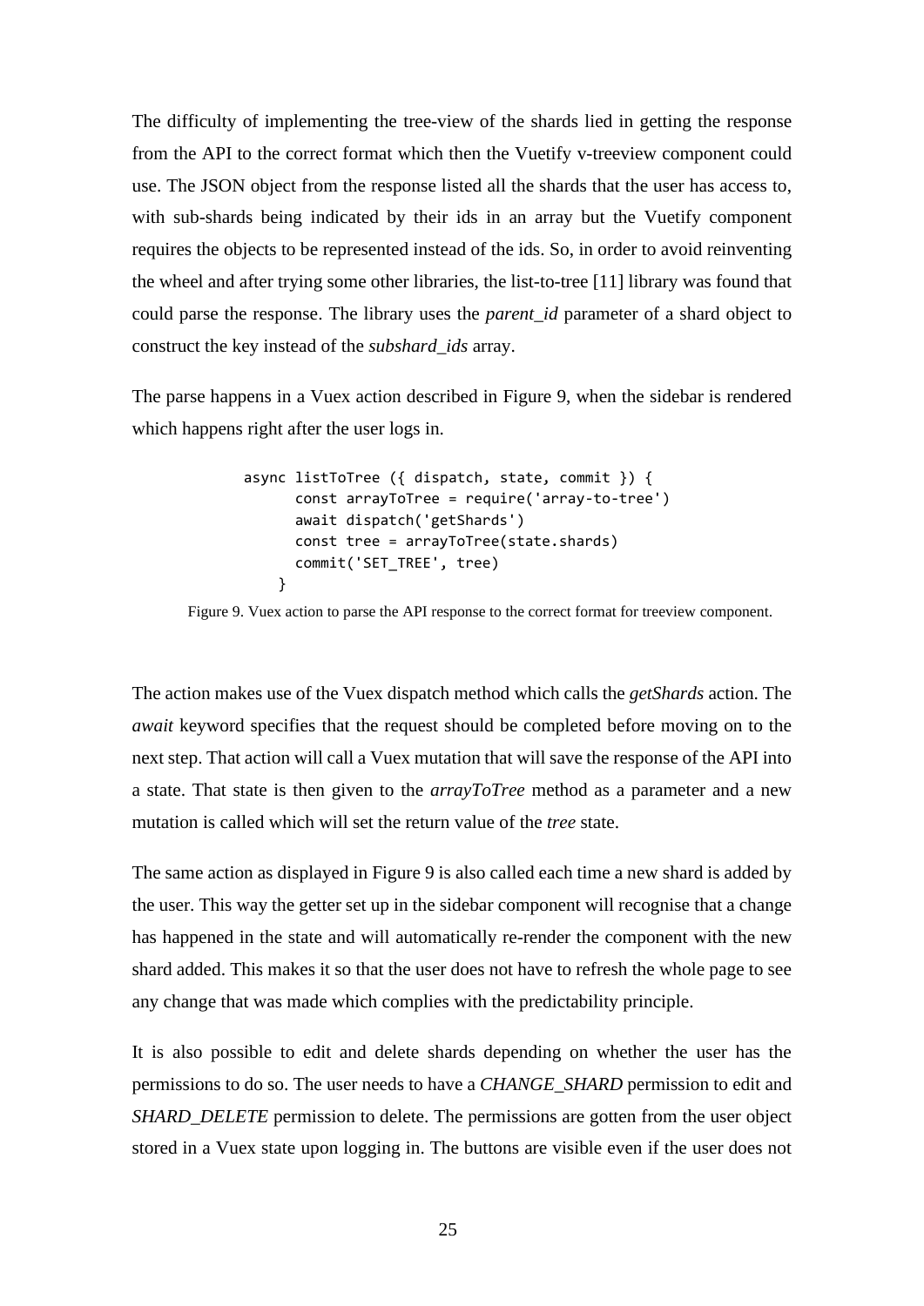The difficulty of implementing the tree-view of the shards lied in getting the response from the API to the correct format which then the Vuetify v-treeview component could use. The JSON object from the response listed all the shards that the user has access to, with sub-shards being indicated by their ids in an array but the Vuetify component requires the objects to be represented instead of the ids. So, in order to avoid reinventing the wheel and after trying some other libraries, the list-to-tree [11] library was found that could parse the response. The library uses the *parent_id* parameter of a shard object to construct the key instead of the *subshard_ids* array.

The parse happens in a Vuex action described in Figure 9, when the sidebar is rendered which happens right after the user logs in.

```
async listToTree ({ dispatch, state, commit }) {
      const arrayToTree = require('array-to-tree')
      await dispatch('getShards')
      const tree = arrayToTree(state.shards)
      commit('SET_TREE', tree)
    }
```

Figure 9. Vuex action to parse the API response to the correct format for treeview component.

The action makes use of the Vuex dispatch method which calls the *getShards* action. The *await* keyword specifies that the request should be completed before moving on to the next step. That action will call a Vuex mutation that will save the response of the API into a state. That state is then given to the *arrayToTree* method as a parameter and a new mutation is called which will set the return value of the *tree* state.

The same action as displayed in Figure 9 is also called each time a new shard is added by the user. This way the getter set up in the sidebar component will recognise that a change has happened in the state and will automatically re-render the component with the new shard added. This makes it so that the user does not have to refresh the whole page to see any change that was made which complies with the predictability principle.

It is also possible to edit and delete shards depending on whether the user has the permissions to do so. The user needs to have a *CHANGE_SHARD* permission to edit and *SHARD_DELETE* permission to delete. The permissions are gotten from the user object stored in a Vuex state upon logging in. The buttons are visible even if the user does not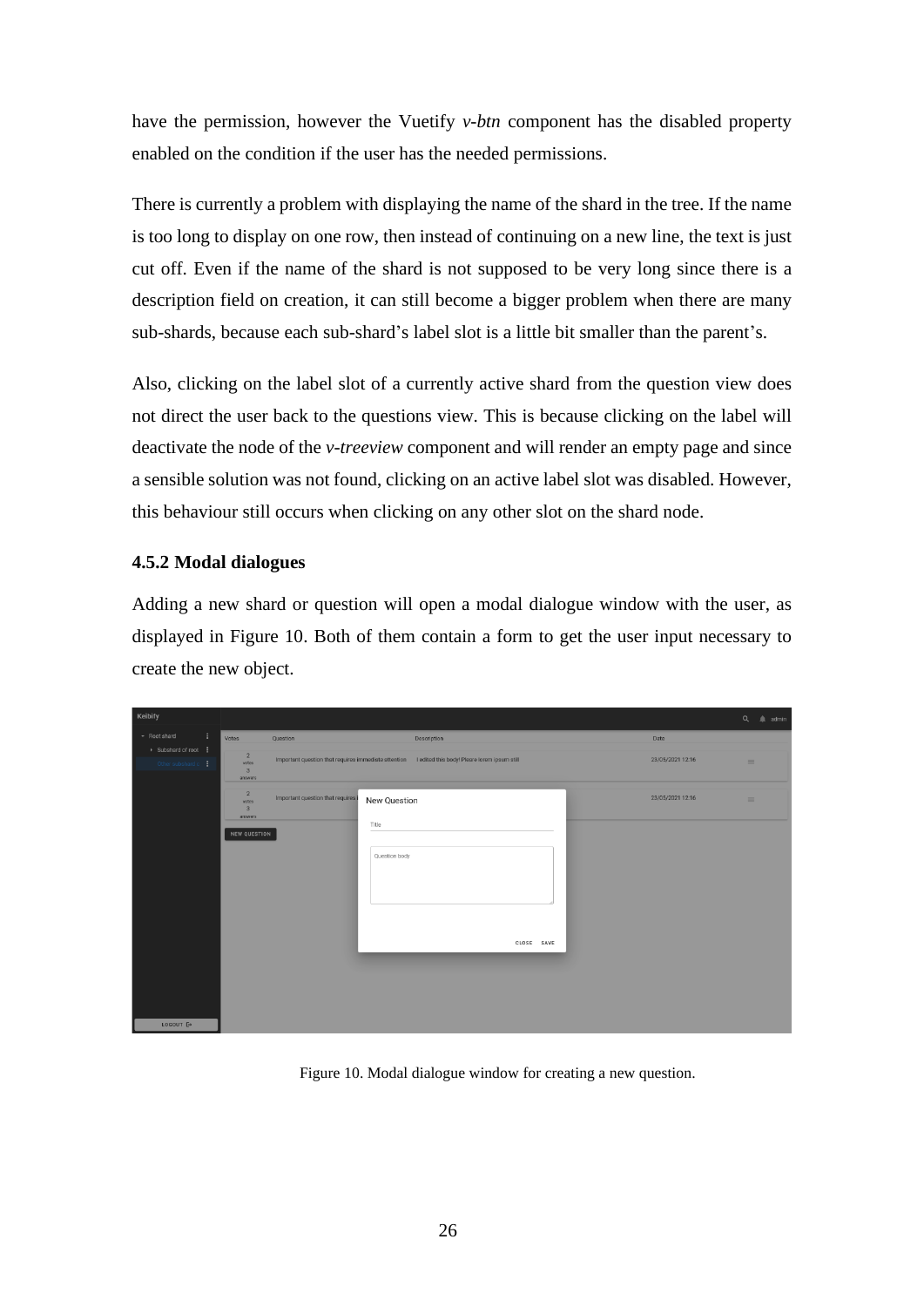have the permission, however the Vuetify *v-btn* component has the disabled property enabled on the condition if the user has the needed permissions.

There is currently a problem with displaying the name of the shard in the tree. If the name is too long to display on one row, then instead of continuing on a new line, the text is just cut off. Even if the name of the shard is not supposed to be very long since there is a description field on creation, it can still become a bigger problem when there are many sub-shards, because each sub-shard's label slot is a little bit smaller than the parent's.

Also, clicking on the label slot of a currently active shard from the question view does not direct the user back to the questions view. This is because clicking on the label will deactivate the node of the *v-treeview* component and will render an empty page and since a sensible solution was not found, clicking on an active label slot was disabled. However, this behaviour still occurs when clicking on any other slot on the shard node.

### 4.5.2 Modal dialogues

Adding a new shard or question will open a modal dialogue window with the user, as displayed in Figure 10. Both of them contain a form to get the user input necessary to create the new object.

Figure 10. Modal dialogue window for creating a new question.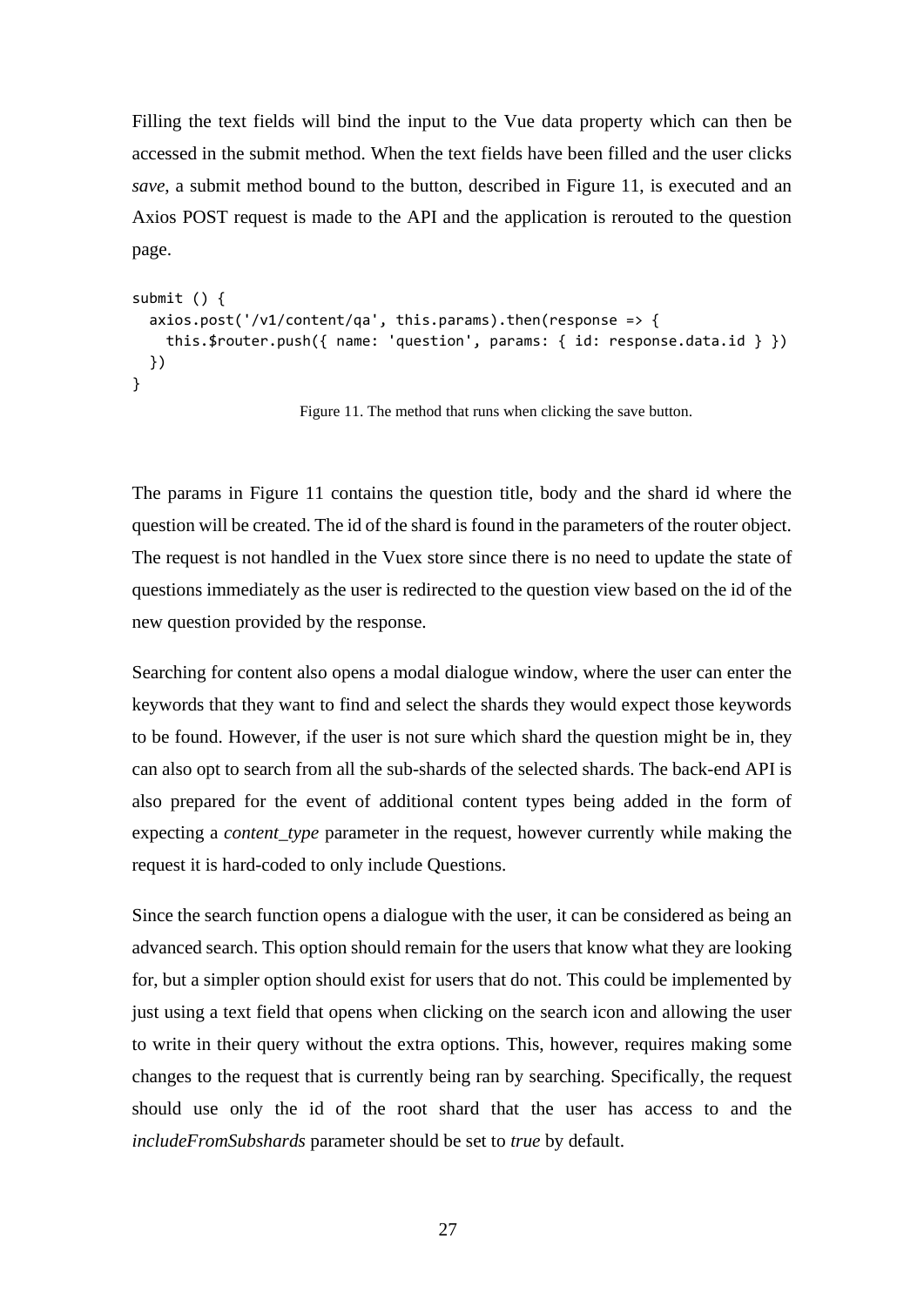Filling the text fields will bind the input to the Vue data property which can then be accessed in the submit method. When the text fields have been filled and the user clicks *save*, a submit method bound to the button, described in Figure 11, is executed and an Axios POST request is made to the API and the application is rerouted to the question page.

```
submit () {
  axios.post('/v1/content/qa', this.params).then(response => {
    this.$router.push({ name: 'question', params: { id: response.data.id } })
  })
}
```

Figure 11. The method that runs when clicking the save button.

The params in Figure 11 contains the question title, body and the shard id where the question will be created. The id of the shard is found in the parameters of the router object. The request is not handled in the Vuex store since there is no need to update the state of questions immediately as the user is redirected to the question view based on the id of the new question provided by the response.

Searching for content also opens a modal dialogue window, where the user can enter the keywords that they want to find and select the shards they would expect those keywords to be found. However, if the user is not sure which shard the question might be in, they can also opt to search from all the sub-shards of the selected shards. The back-end API is also prepared for the event of additional content types being added in the form of expecting a *content_type* parameter in the request, however currently while making the request it is hard-coded to only include Questions.

Since the search function opens a dialogue with the user, it can be considered as being an advanced search. This option should remain for the users that know what they are looking for, but a simpler option should exist for users that do not. This could be implemented by just using a text field that opens when clicking on the search icon and allowing the user to write in their query without the extra options. This, however, requires making some changes to the request that is currently being ran by searching. Specifically, the request should use only the id of the root shard that the user has access to and the *includeFromSubshards* parameter should be set to *true* by default.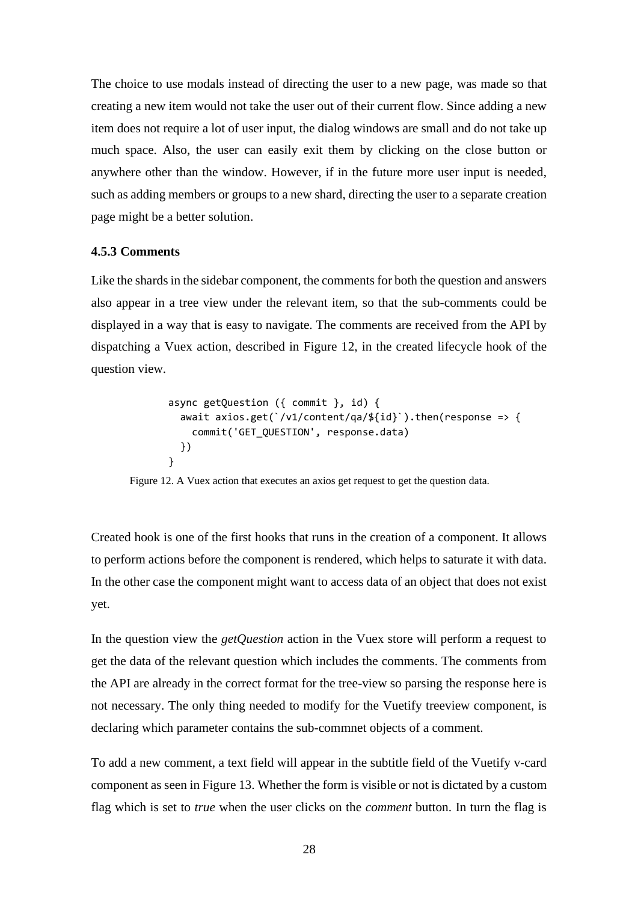The choice to use modals instead of directing the user to a new page, was made so that creating a new item would not take the user out of their current flow. Since adding a new item does not require a lot of user input, the dialog windows are small and do not take up much space. Also, the user can easily exit them by clicking on the close button or anywhere other than the window. However, if in the future more user input is needed, such as adding members or groups to a new shard, directing the user to a separate creation page might be a better solution.

### 4.5.3 Comments

Like the shards in the sidebar component, the comments for both the question and answers also appear in a tree view under the relevant item, so that the sub-comments could be displayed in a way that is easy to navigate. The comments are received from the API by dispatching a Vuex action, described in Figure 12, in the created lifecycle hook of the question view.

```
async getQuestion ({ commit }, id) {
  await axios.get(`/v1/content/qa/${id}`).then(response => {
    commit('GET_QUESTION', response.data)
  })
}
```

Figure 12. A Vuex action that executes an axios get request to get the question data.

Created hook is one of the first hooks that runs in the creation of a component. It allows to perform actions before the component is rendered, which helps to saturate it with data. In the other case the component might want to access data of an object that does not exist yet.

In the question view the *getQuestion* action in the Vuex store will perform a request to get the data of the relevant question which includes the comments. The comments from the API are already in the correct format for the tree-view so parsing the response here is not necessary. The only thing needed to modify for the Vuetify treeview component, is declaring which parameter contains the sub-commnet objects of a comment.

To add a new comment, a text field will appear in the subtitle field of the Vuetify v-card component as seen in Figure 13. Whether the form is visible or not is dictated by a custom flag which is set to *true* when the user clicks on the *comment* button. In turn the flag is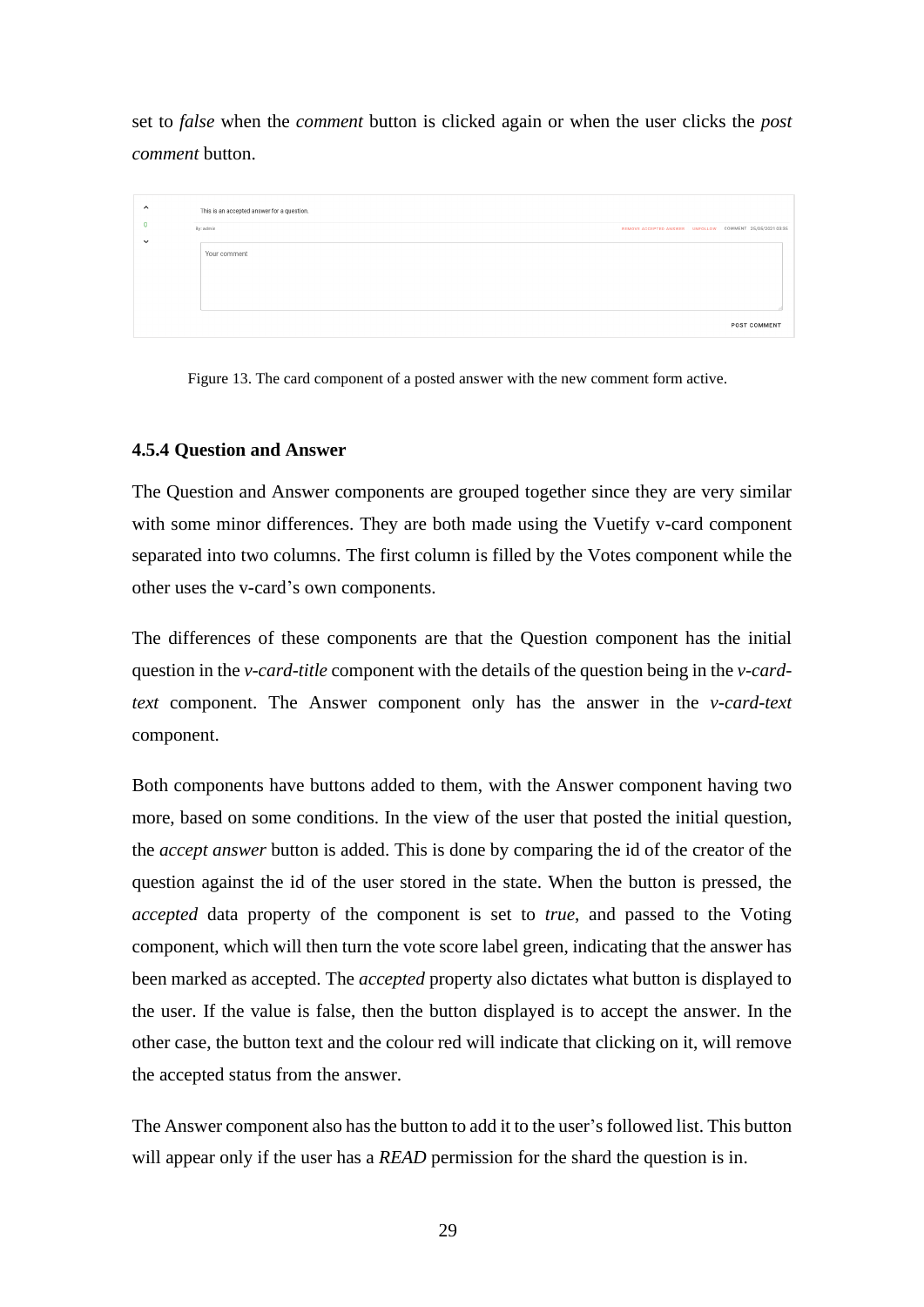set to *false* when the *comment* button is clicked again or when the user clicks the *post comment* button.

Figure 13. The card component of a posted answer with the new comment form active.

### 4.5.4 Question and Answer

The Question and Answer components are grouped together since they are very similar with some minor differences. They are both made using the Vuetify v-card component separated into two columns. The first column is filled by the Votes component while the other uses the v-card's own components.

The differences of these components are that the Question component has the initial question in the *v-card-title* component with the details of the question being in the *v-card-text* component. The Answer component only has the answer in the *v-card-text* component.

Both components have buttons added to them, with the Answer component having two more, based on some conditions. In the view of the user that posted the initial question, the *accept answer* button is added. This is done by comparing the id of the creator of the question against the id of the user stored in the state. When the button is pressed, the *accepted* data property of the component is set to *true*, and passed to the Voting component, which will then turn the vote score label green, indicating that the answer has been marked as accepted. The *accepted* property also dictates what button is displayed to the user. If the value is false, then the button displayed is to accept the answer. In the other case, the button text and the colour red will indicate that clicking on it, will remove the accepted status from the answer.

The Answer component also has the button to add it to the user's followed list. This button will appear only if the user has a *READ* permission for the shard the question is in.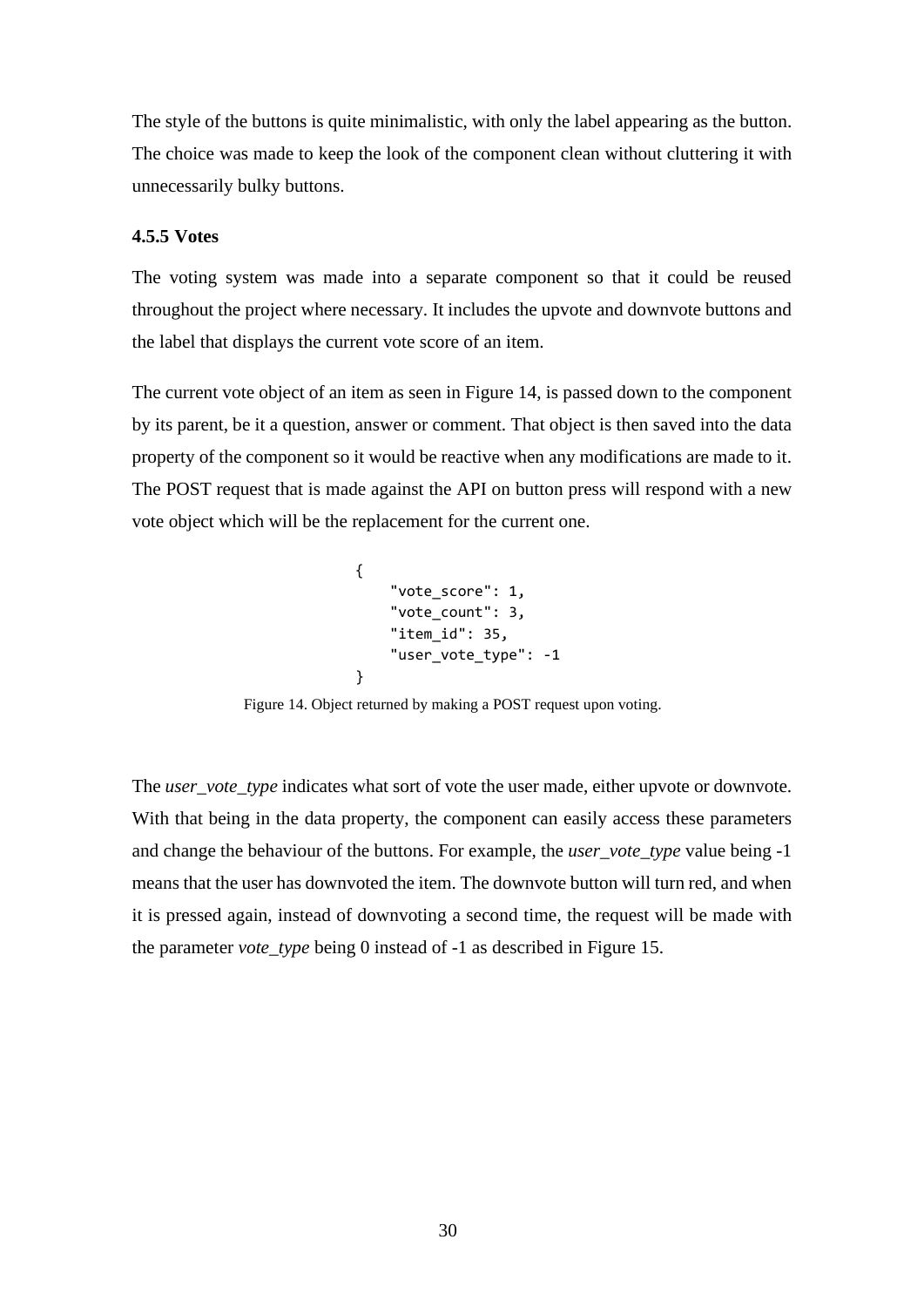The style of the buttons is quite minimalistic, with only the label appearing as the button. The choice was made to keep the look of the component clean without cluttering it with unnecessarily bulky buttons.

#### 4.5.5 Votes

The voting system was made into a separate component so that it could be reused throughout the project where necessary. It includes the upvote and downvote buttons and the label that displays the current vote score of an item.

The current vote object of an item as seen in Figure 14, is passed down to the component by its parent, be it a question, answer or comment. That object is then saved into the data property of the component so it would be reactive when any modifications are made to it. The POST request that is made against the API on button press will respond with a new vote object which will be the replacement for the current one.

```
{
    "vote_score": 1,
    "vote_count": 3,
    "item_id": 35,
    "user_vote_type": -1
}
```

Figure 14. Object returned by making a POST request upon voting.

The *user_vote_type* indicates what sort of vote the user made, either upvote or downvote. With that being in the data property, the component can easily access these parameters and change the behaviour of the buttons. For example, the *user_vote_type* value being -1 means that the user has downvoted the item. The downvote button will turn red, and when it is pressed again, instead of downvoting a second time, the request will be made with the parameter *vote_type* being 0 instead of -1 as described in Figure 15.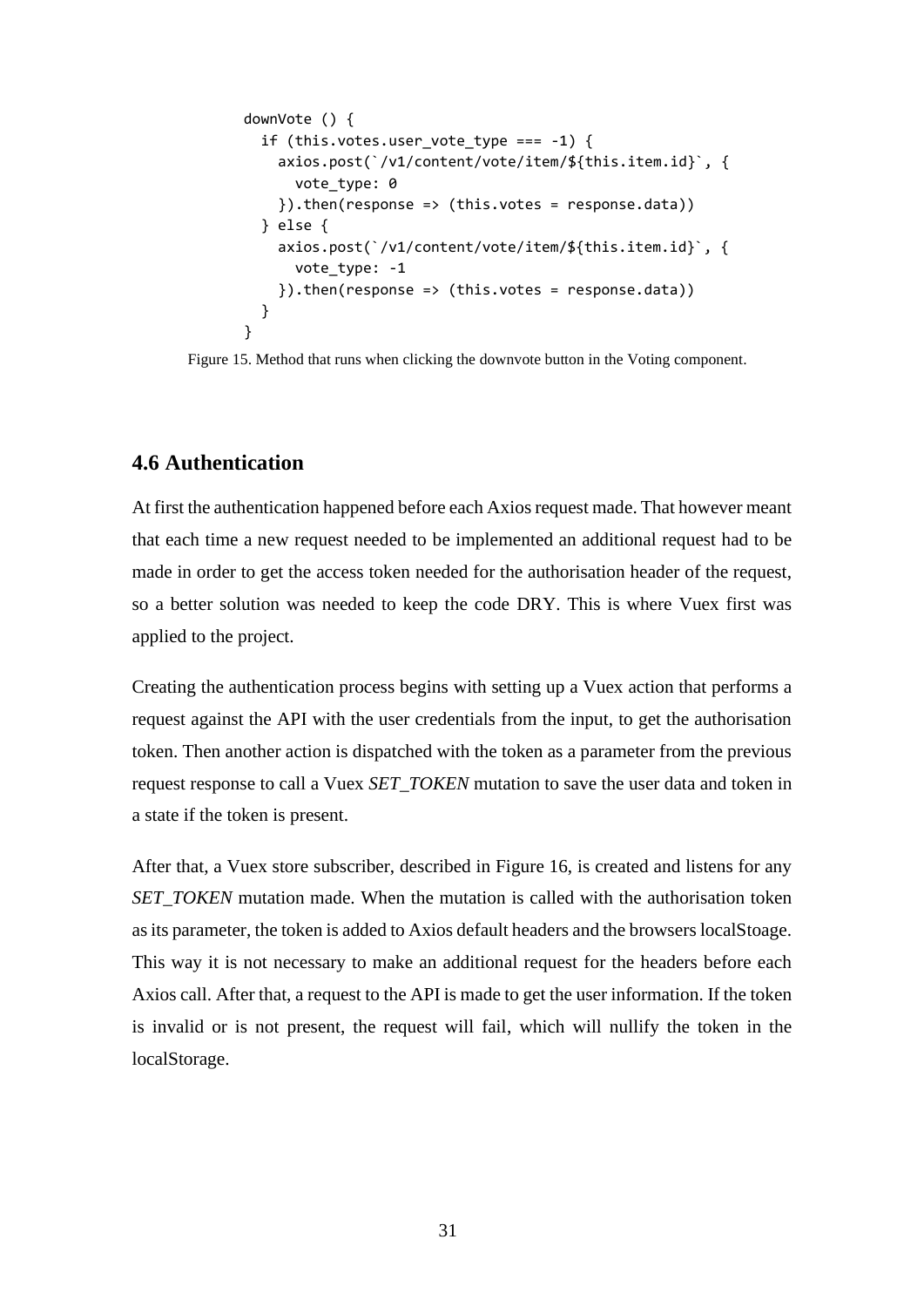```
downVote () {
  if (this.votes.user_vote_type === -1) {
    axios.post(`/v1/content/vote/item/${this.item.id}`, {
      vote_type: 0
    }).then(response => (this.votes = response.data))
  } else {
    axios.post(`/v1/content/vote/item/${this.item.id}`, {
      vote_type: -1
    }).then(response => (this.votes = response.data))
  }
}
```

Figure 15. Method that runs when clicking the downvote button in the Voting component.

## 4.6 Authentication

At first the authentication happened before each Axios request made. That however meant that each time a new request needed to be implemented an additional request had to be made in order to get the access token needed for the authorisation header of the request, so a better solution was needed to keep the code DRY. This is where Vuex first was applied to the project.

Creating the authentication process begins with setting up a Vuex action that performs a request against the API with the user credentials from the input, to get the authorisation token. Then another action is dispatched with the token as a parameter from the previous request response to call a Vuex *SET_TOKEN* mutation to save the user data and token in a state if the token is present.

After that, a Vuex store subscriber, described in Figure 16, is created and listens for any *SET_TOKEN* mutation made. When the mutation is called with the authorisation token as its parameter, the token is added to Axios default headers and the browsers localStoage. This way it is not necessary to make an additional request for the headers before each Axios call. After that, a request to the API is made to get the user information. If the token is invalid or is not present, the request will fail, which will nullify the token in the localStorage.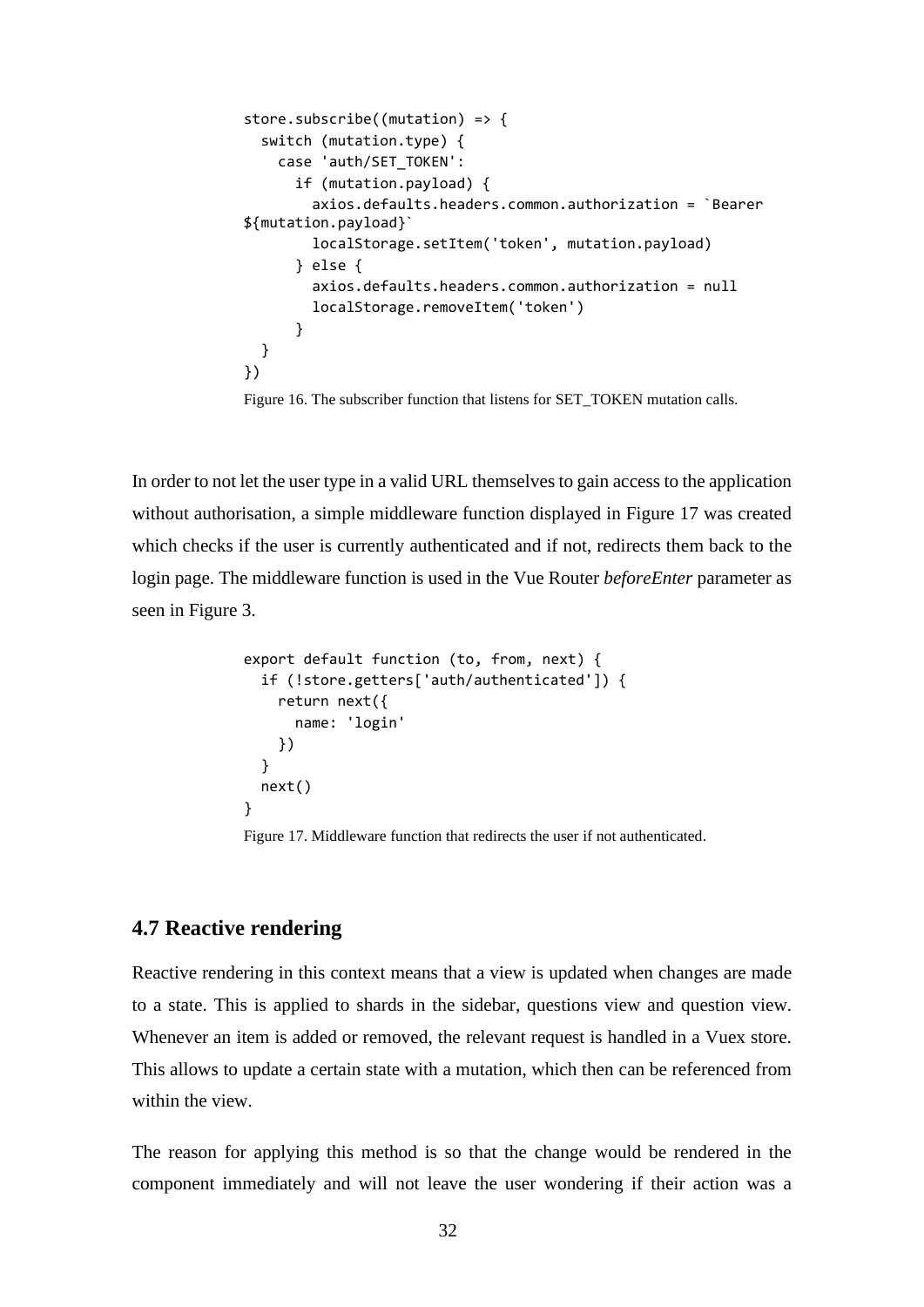```
store.subscribe((mutation) => {
  switch (mutation.type) {
    case 'auth/SET_TOKEN':
      if (mutation.payload) {
        axios.defaults.headers.common.authorization = `Bearer
${mutation.payload}`
        localStorage.setItem('token', mutation.payload)
      } else {
        axios.defaults.headers.common.authorization = null
        localStorage.removeItem('token')
      }
  }
})
```

Figure 16. The subscriber function that listens for SET_TOKEN mutation calls.

In order to not let the user type in a valid URL themselves to gain access to the application without authorisation, a simple middleware function displayed in Figure 17 was created which checks if the user is currently authenticated and if not, redirects them back to the login page. The middleware function is used in the Vue Router *beforeEnter* parameter as seen in Figure 3.

```
export default function (to, from, next) {
  if (!store.getters['auth/authenticated']) {
    return next({
      name: 'login'
    })
  }
  next()
}
```

Figure 17. Middleware function that redirects the user if not authenticated.

## 4.7 Reactive rendering

Reactive rendering in this context means that a view is updated when changes are made to a state. This is applied to shards in the sidebar, questions view and question view. Whenever an item is added or removed, the relevant request is handled in a Vuex store. This allows to update a certain state with a mutation, which then can be referenced from within the view.

The reason for applying this method is so that the change would be rendered in the component immediately and will not leave the user wondering if their action was a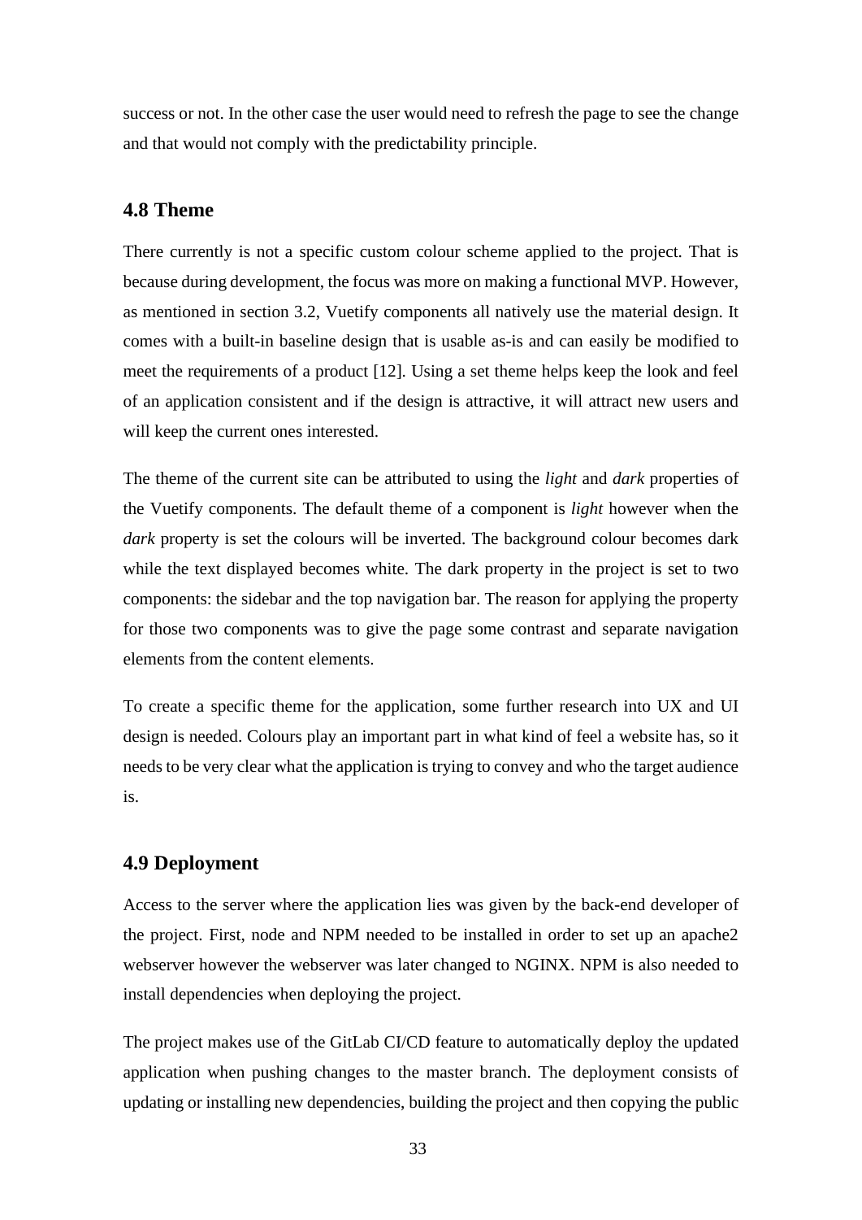success or not. In the other case the user would need to refresh the page to see the change and that would not comply with the predictability principle.

## 4.8 Theme

There currently is not a specific custom colour scheme applied to the project. That is because during development, the focus was more on making a functional MVP. However, as mentioned in section 3.2, Vuetify components all natively use the material design. It comes with a built-in baseline design that is usable as-is and can easily be modified to meet the requirements of a product [12]. Using a set theme helps keep the look and feel of an application consistent and if the design is attractive, it will attract new users and will keep the current ones interested.

The theme of the current site can be attributed to using the *light* and *dark* properties of the Vuetify components. The default theme of a component is *light* however when the *dark* property is set the colours will be inverted. The background colour becomes dark while the text displayed becomes white. The dark property in the project is set to two components: the sidebar and the top navigation bar. The reason for applying the property for those two components was to give the page some contrast and separate navigation elements from the content elements.

To create a specific theme for the application, some further research into UX and UI design is needed. Colours play an important part in what kind of feel a website has, so it needs to be very clear what the application is trying to convey and who the target audience is.

## 4.9 Deployment

Access to the server where the application lies was given by the back-end developer of the project. First, node and NPM needed to be installed in order to set up an apache2 webserver however the webserver was later changed to NGINX. NPM is also needed to install dependencies when deploying the project.

The project makes use of the GitLab CI/CD feature to automatically deploy the updated application when pushing changes to the master branch. The deployment consists of updating or installing new dependencies, building the project and then copying the public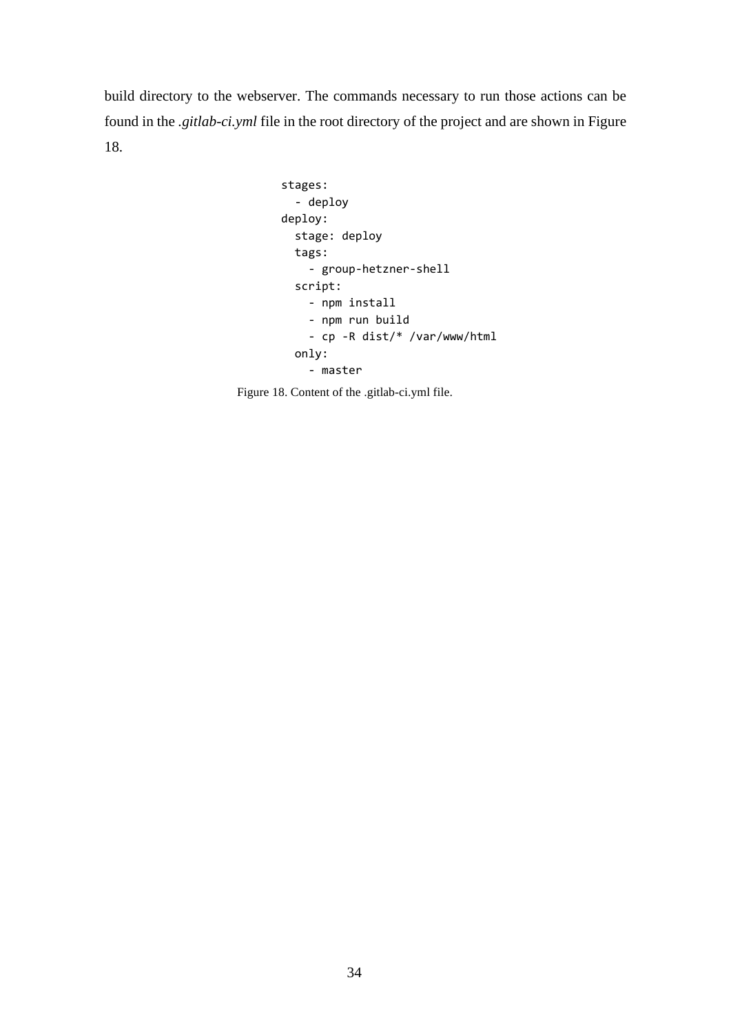build directory to the webserver. The commands necessary to run those actions can be found in the *.gitlab-ci.yml* file in the root directory of the project and are shown in Figure 18.

```
stages:
  - deploy
deploy:
  stage: deploy
  tags:
    - group-hetzner-shell
  script:
    - npm install
    - npm run build
    - cp -R dist/* /var/www/html
  only:
    - master
```

Figure 18. Content of the .gitlab-ci.yml file.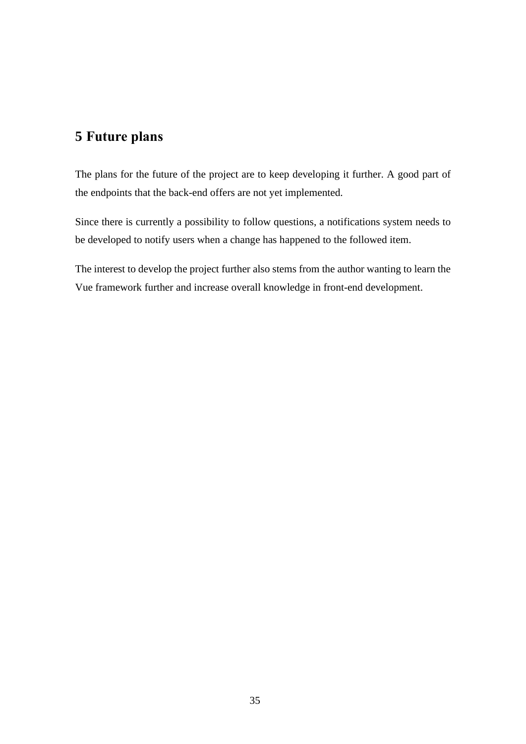# 5 Future plans

The plans for the future of the project are to keep developing it further. A good part of the endpoints that the back-end offers are not yet implemented.

Since there is currently a possibility to follow questions, a notifications system needs to be developed to notify users when a change has happened to the followed item.

The interest to develop the project further also stems from the author wanting to learn the Vue framework further and increase overall knowledge in front-end development.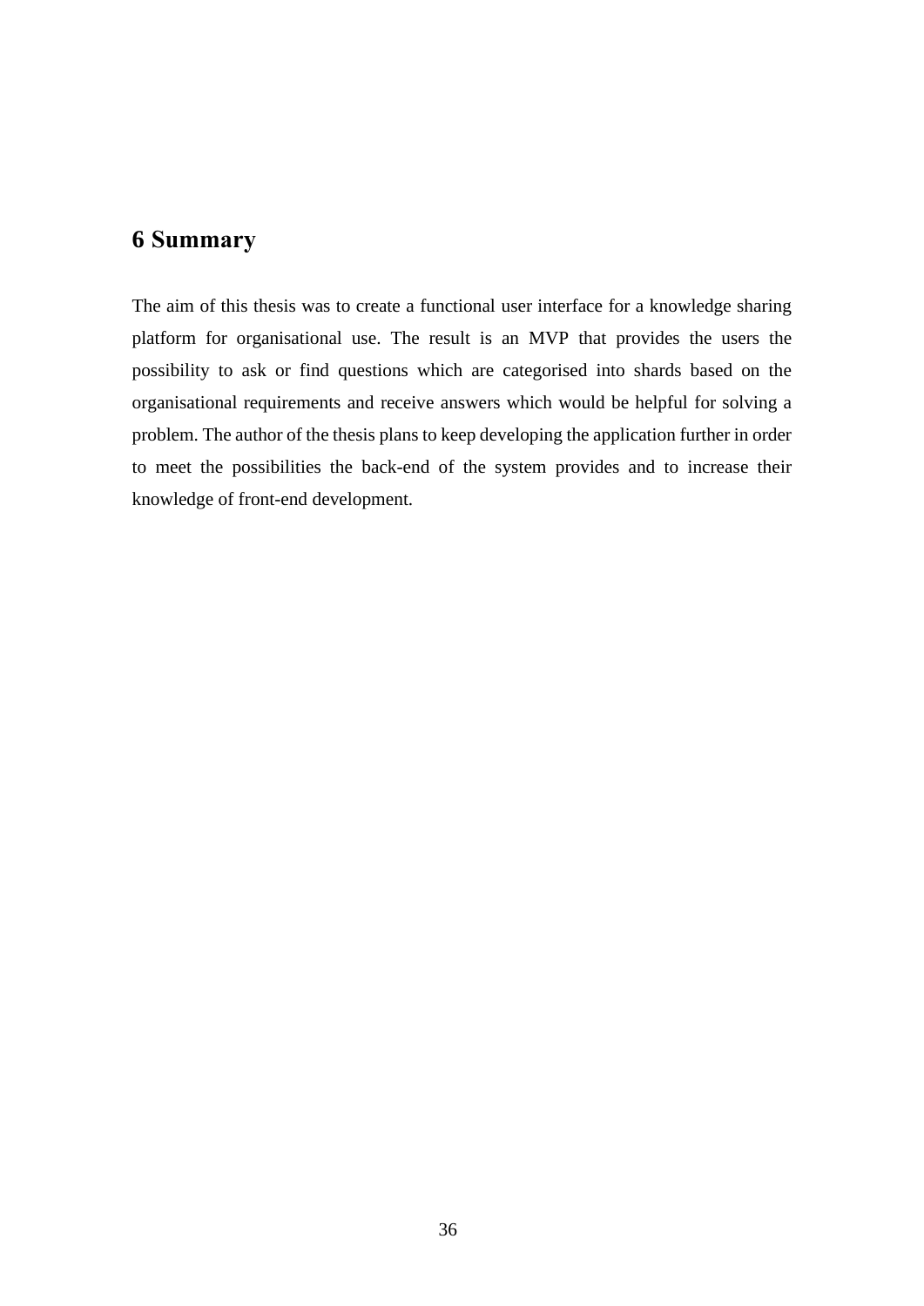# 6 Summary

The aim of this thesis was to create a functional user interface for a knowledge sharing platform for organisational use. The result is an MVP that provides the users the possibility to ask or find questions which are categorised into shards based on the organisational requirements and receive answers which would be helpful for solving a problem. The author of the thesis plans to keep developing the application further in order to meet the possibilities the back-end of the system provides and to increase their knowledge of front-end development.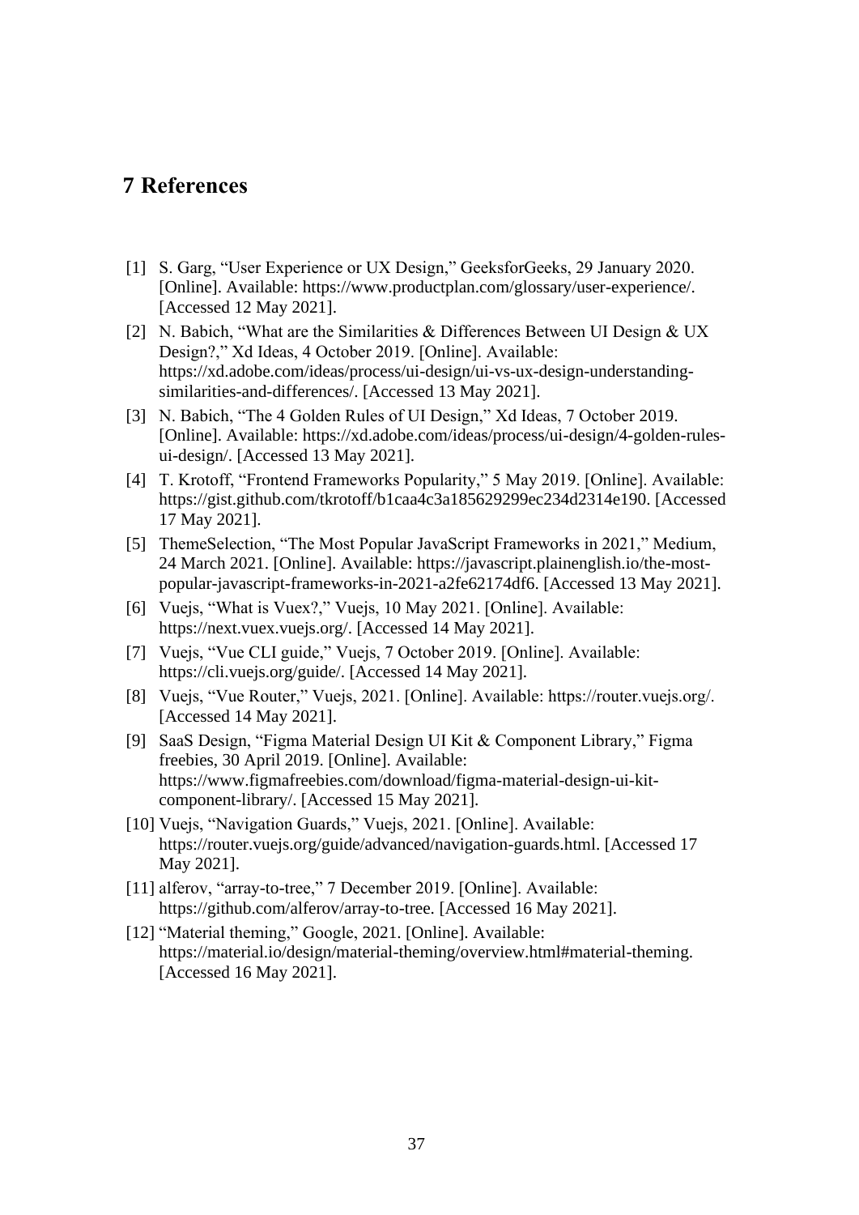# 7 References

[1] S. Garg, “User Experience or UX Design,” GeeksforGeeks, 29 January 2020. [Online]. Available: https://www.productplan.com/glossary/user-experience/. [Accessed 12 May 2021].

[2] N. Babich, “What are the Similarities & Differences Between UI Design & UX Design?,” Xd Ideas, 4 October 2019. [Online]. Available: https://xd.adobe.com/ideas/process/ui-design/ui-vs-ux-design-understanding-similarities-and-differences/. [Accessed 13 May 2021].

[3] N. Babich, “The 4 Golden Rules of UI Design,” Xd Ideas, 7 October 2019. [Online]. Available: https://xd.adobe.com/ideas/process/ui-design/4-golden-rules-ui-design/. [Accessed 13 May 2021].

[4] T. Krotoff, “Frontend Frameworks Popularity,” 5 May 2019. [Online]. Available: https://gist.github.com/tkrotoff/b1caa4c3a185629299ec234d2314e190. [Accessed 17 May 2021].

[5] ThemeSelection, “The Most Popular JavaScript Frameworks in 2021,” Medium, 24 March 2021. [Online]. Available: https://javascript.plainenglish.io/the-most-popular-javascript-frameworks-in-2021-a2fe62174df6. [Accessed 13 May 2021].

[6] Vuejs, “What is Vuex?,” Vuejs, 10 May 2021. [Online]. Available: https://next.vuex.vuejs.org/. [Accessed 14 May 2021].

[7] Vuejs, “Vue CLI guide,” Vuejs, 7 October 2019. [Online]. Available: https://cli.vuejs.org/guide/. [Accessed 14 May 2021].

[8] Vuejs, “Vue Router,” Vuejs, 2021. [Online]. Available: https://router.vuejs.org/. [Accessed 14 May 2021].

[9] SaaS Design, “Figma Material Design UI Kit & Component Library,” Figma freebies, 30 April 2019. [Online]. Available: https://www.figmafreebies.com/download/figma-material-design-ui-kit-component-library/. [Accessed 15 May 2021].

[10] Vuejs, “Navigation Guards,” Vuejs, 2021. [Online]. Available: https://router.vuejs.org/guide/advanced/navigation-guards.html. [Accessed 17 May 2021].

[11] alferov, “array-to-tree,” 7 December 2019. [Online]. Available: https://github.com/alferov/array-to-tree. [Accessed 16 May 2021].

[12] “Material theming,” Google, 2021. [Online]. Available: https://material.io/design/material-theming/overview.html#material-theming. [Accessed 16 May 2021].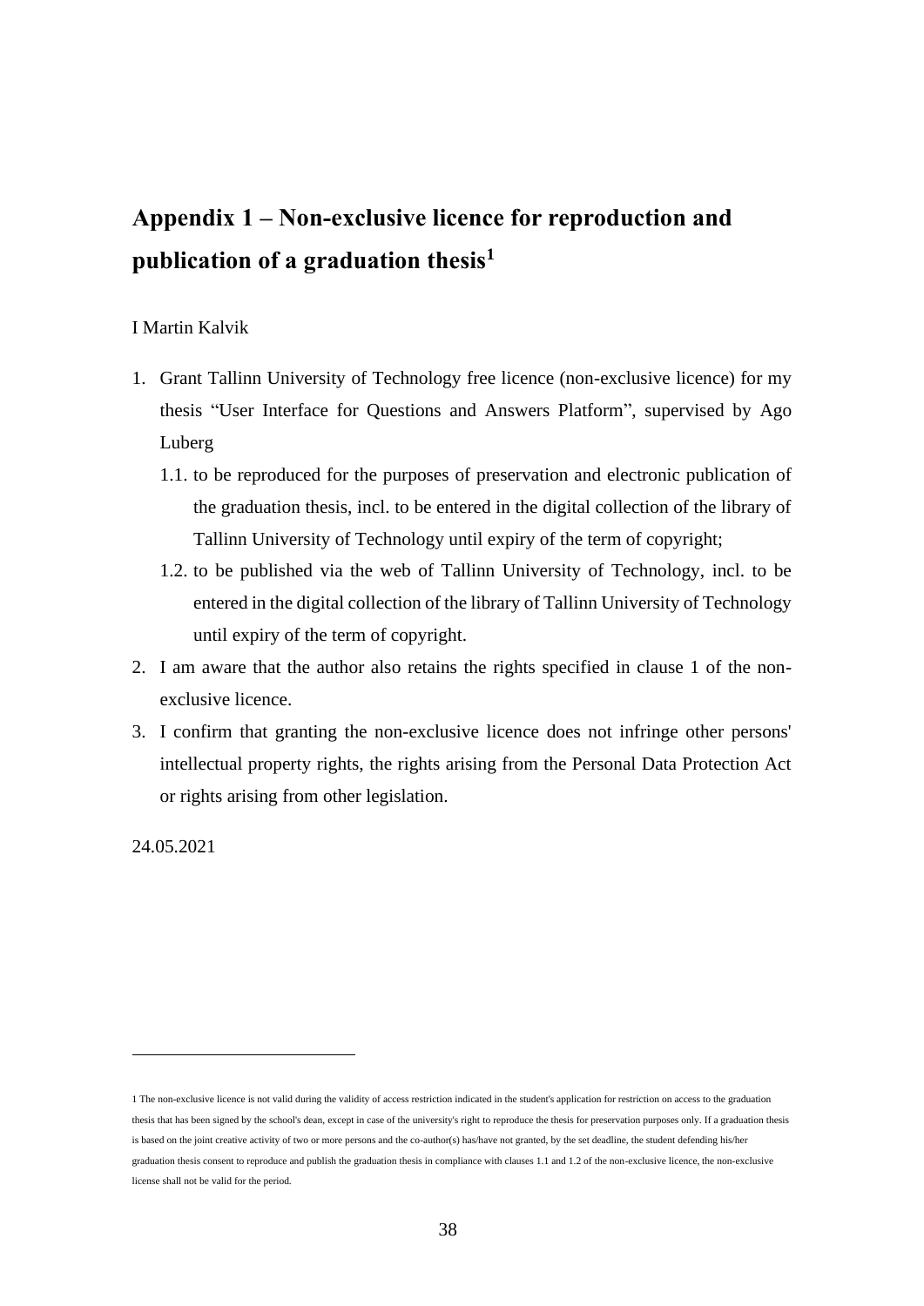# Appendix 1 – Non-exclusive licence for reproduction and publication of a graduation thesis[1]

I Martin Kalvik

1. Grant Tallinn University of Technology free licence (non-exclusive licence) for my thesis "User Interface for Questions and Answers Platform", supervised by Ago Luberg
   1.1. to be reproduced for the purposes of preservation and electronic publication of the graduation thesis, incl. to be entered in the digital collection of the library of Tallinn University of Technology until expiry of the term of copyright;
   1.2. to be published via the web of Tallinn University of Technology, incl. to be entered in the digital collection of the library of Tallinn University of Technology until expiry of the term of copyright.
2. I am aware that the author also retains the rights specified in clause 1 of the non-exclusive licence.
3. I confirm that granting the non-exclusive licence does not infringe other persons' intellectual property rights, the rights arising from the Personal Data Protection Act or rights arising from other legislation.

24.05.2021

---

1 The non-exclusive licence is not valid during the validity of access restriction indicated in the student's application for restriction on access to the graduation thesis that has been signed by the school's dean, except in case of the university's right to reproduce the thesis for preservation purposes only. If a graduation thesis is based on the joint creative activity of two or more persons and the co-author(s) has/have not granted, by the set deadline, the student defending his/her graduation thesis consent to reproduce and publish the graduation thesis in compliance with clauses 1.1 and 1.2 of the non-exclusive licence, the non-exclusive license shall not be valid for the period.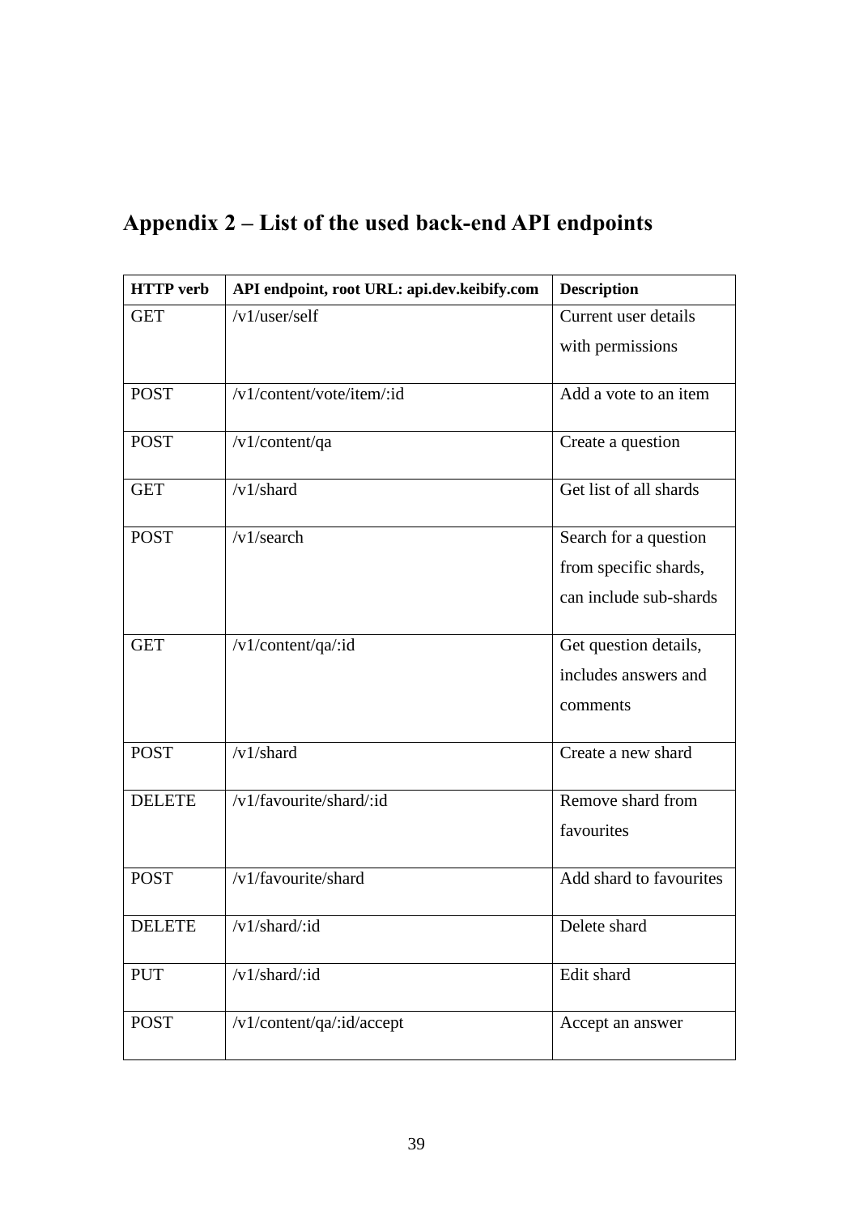# Appendix 2 – List of the used back-end API endpoints

| HTTP verb | API endpoint, root URL: api.dev.keibify.com | Description |
|---|---|---|
| GET | /v1/user/self | Current user details with permissions |
| POST | /v1/content/vote/item/:id | Add a vote to an item |
| POST | /v1/content/qa | Create a question |
| GET | /v1/shard | Get list of all shards |
| POST | /v1/search | Search for a question from specific shards, can include sub-shards |
| GET | /v1/content/qa/:id | Get question details, includes answers and comments |
| POST | /v1/shard | Create a new shard |
| DELETE | /v1/favourite/shard/:id | Remove shard from favourites |
| POST | /v1/favourite/shard | Add shard to favourites |
| DELETE | /v1/shard/:id | Delete shard |
| PUT | /v1/shard/:id | Edit shard |
| POST | /v1/content/qa/:id/accept | Accept an answer |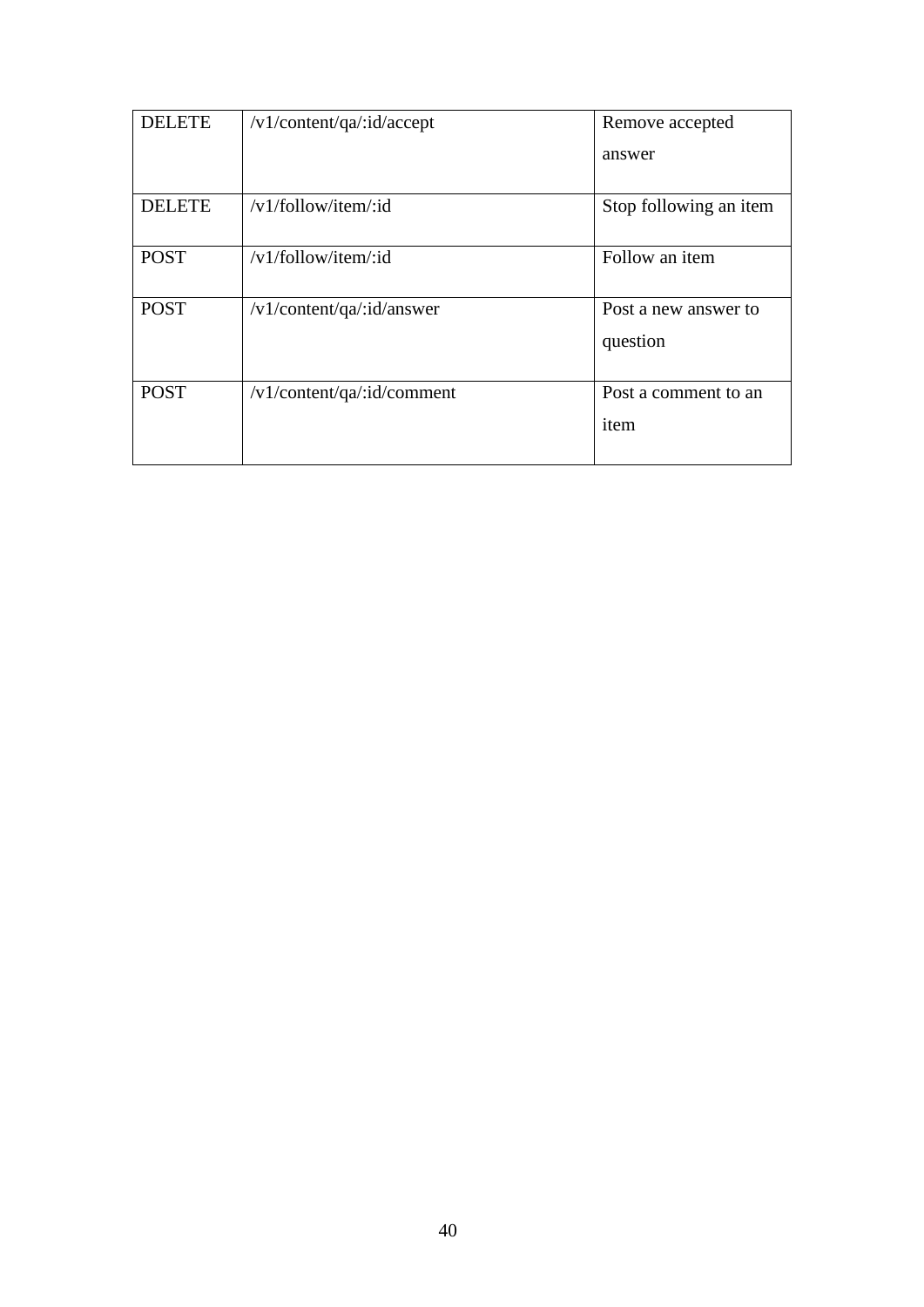| | | |
|---|---|---|
| DELETE | /v1/content/qa/:id/accept | Remove accepted answer |
| DELETE | /v1/follow/item/:id | Stop following an item |
| POST | /v1/follow/item/:id | Follow an item |
| POST | /v1/content/qa/:id/answer | Post a new answer to question |
| POST | /v1/content/qa/:id/comment | Post a comment to an item |